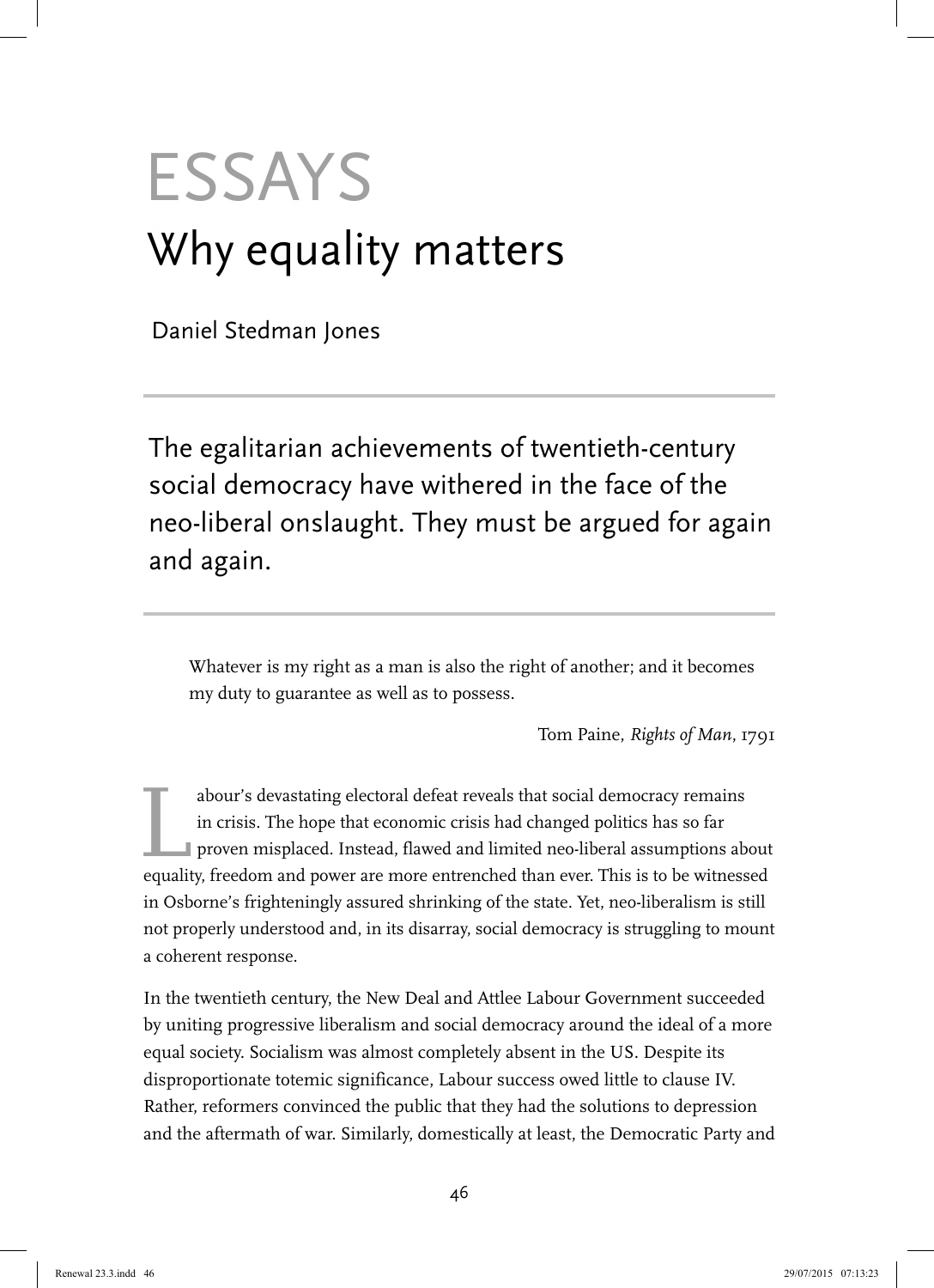# ESSAYS

## Why equality matters

Daniel Stedman Jones

The egalitarian achievements of twentieth-century social democracy have withered in the face of the neo-liberal onslaught. They must be argued for again and again.

> Whatever is my right as a man is also the right of another; and it becomes my duty to guarantee as well as to possess.
>
> Tom Paine, *Rights of Man*, 1791

Labour's devastating electoral defeat reveals that social democracy remains in crisis. The hope that economic crisis had changed politics has so far proven misplaced. Instead, flawed and limited neo-liberal assumptions about equality, freedom and power are more entrenched than ever. This is to be witnessed in Osborne's frighteningly assured shrinking of the state. Yet, neo-liberalism is still not properly understood and, in its disarray, social democracy is struggling to mount a coherent response.

In the twentieth century, the New Deal and Attlee Labour Government succeeded by uniting progressive liberalism and social democracy around the ideal of a more equal society. Socialism was almost completely absent in the US. Despite its disproportionate totemic significance, Labour success owed little to clause IV. Rather, reformers convinced the public that they had the solutions to depression and the aftermath of war. Similarly, domestically at least, the Democratic Party and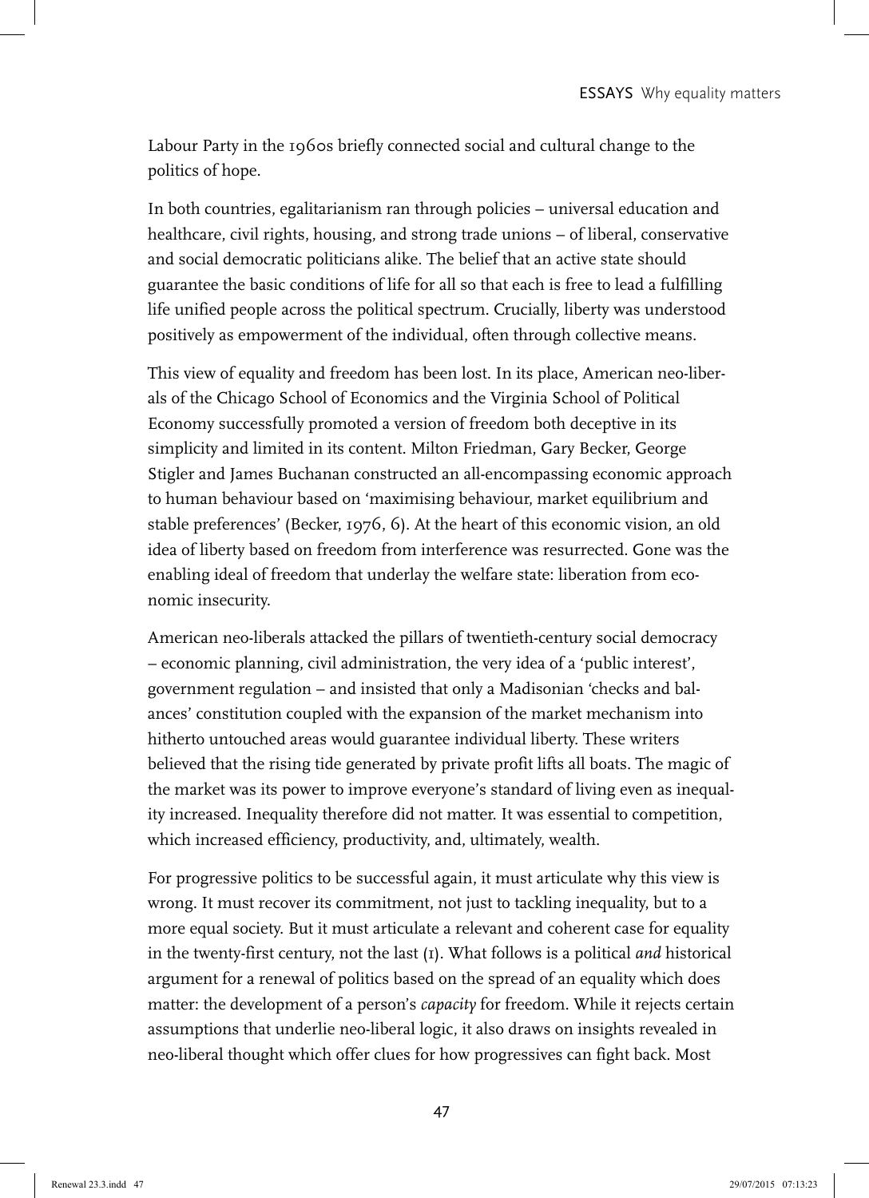Labour Party in the 1960s briefly connected social and cultural change to the politics of hope.

In both countries, egalitarianism ran through policies – universal education and healthcare, civil rights, housing, and strong trade unions – of liberal, conservative and social democratic politicians alike. The belief that an active state should guarantee the basic conditions of life for all so that each is free to lead a fulfilling life unified people across the political spectrum. Crucially, liberty was understood positively as empowerment of the individual, often through collective means.

This view of equality and freedom has been lost. In its place, American neo-liberals of the Chicago School of Economics and the Virginia School of Political Economy successfully promoted a version of freedom both deceptive in its simplicity and limited in its content. Milton Friedman, Gary Becker, George Stigler and James Buchanan constructed an all-encompassing economic approach to human behaviour based on 'maximising behaviour, market equilibrium and stable preferences' (Becker, 1976, 6). At the heart of this economic vision, an old idea of liberty based on freedom from interference was resurrected. Gone was the enabling ideal of freedom that underlay the welfare state: liberation from economic insecurity.

American neo-liberals attacked the pillars of twentieth-century social democracy – economic planning, civil administration, the very idea of a 'public interest', government regulation – and insisted that only a Madisonian 'checks and balances' constitution coupled with the expansion of the market mechanism into hitherto untouched areas would guarantee individual liberty. These writers believed that the rising tide generated by private profit lifts all boats. The magic of the market was its power to improve everyone's standard of living even as inequality increased. Inequality therefore did not matter. It was essential to competition, which increased efficiency, productivity, and, ultimately, wealth.

For progressive politics to be successful again, it must articulate why this view is wrong. It must recover its commitment, not just to tackling inequality, but to a more equal society. But it must articulate a relevant and coherent case for equality in the twenty-first century, not the last (1). What follows is a political *and* historical argument for a renewal of politics based on the spread of an equality which does matter: the development of a person's *capacity* for freedom. While it rejects certain assumptions that underlie neo-liberal logic, it also draws on insights revealed in neo-liberal thought which offer clues for how progressives can fight back. Most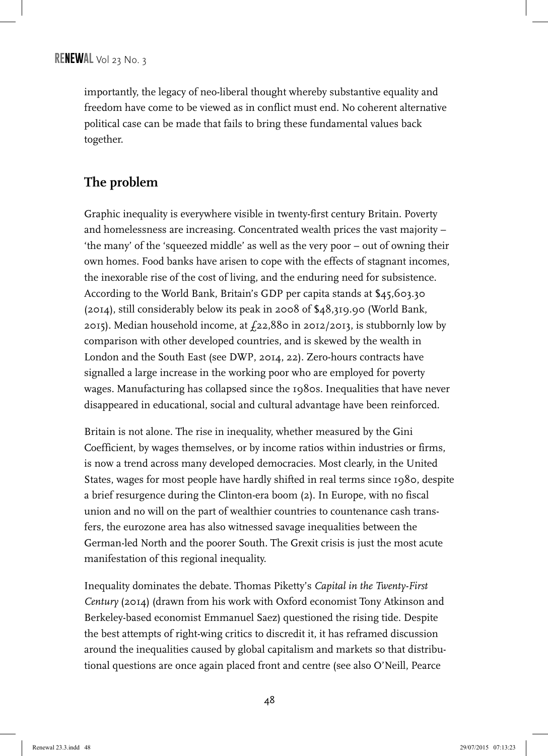importantly, the legacy of neo-liberal thought whereby substantive equality and freedom have come to be viewed as in conflict must end. No coherent alternative political case can be made that fails to bring these fundamental values back together.

## The problem

Graphic inequality is everywhere visible in twenty-first century Britain. Poverty and homelessness are increasing. Concentrated wealth prices the vast majority – 'the many' of the 'squeezed middle' as well as the very poor – out of owning their own homes. Food banks have arisen to cope with the effects of stagnant incomes, the inexorable rise of the cost of living, and the enduring need for subsistence. According to the World Bank, Britain's GDP per capita stands at $45,603.30 (2014), still considerably below its peak in 2008 of $48,319.90 (World Bank, 2015). Median household income, at £22,880 in 2012/2013, is stubbornly low by comparison with other developed countries, and is skewed by the wealth in London and the South East (see DWP, 2014, 22). Zero-hours contracts have signalled a large increase in the working poor who are employed for poverty wages. Manufacturing has collapsed since the 1980s. Inequalities that have never disappeared in educational, social and cultural advantage have been reinforced.

Britain is not alone. The rise in inequality, whether measured by the Gini Coefficient, by wages themselves, or by income ratios within industries or firms, is now a trend across many developed democracies. Most clearly, in the United States, wages for most people have hardly shifted in real terms since 1980, despite a brief resurgence during the Clinton-era boom (2). In Europe, with no fiscal union and no will on the part of wealthier countries to countenance cash transfers, the eurozone area has also witnessed savage inequalities between the German-led North and the poorer South. The Grexit crisis is just the most acute manifestation of this regional inequality.

Inequality dominates the debate. Thomas Piketty's *Capital in the Twenty-First Century* (2014) (drawn from his work with Oxford economist Tony Atkinson and Berkeley-based economist Emmanuel Saez) questioned the rising tide. Despite the best attempts of right-wing critics to discredit it, it has reframed discussion around the inequalities caused by global capitalism and markets so that distributional questions are once again placed front and centre (see also O'Neill, Pearce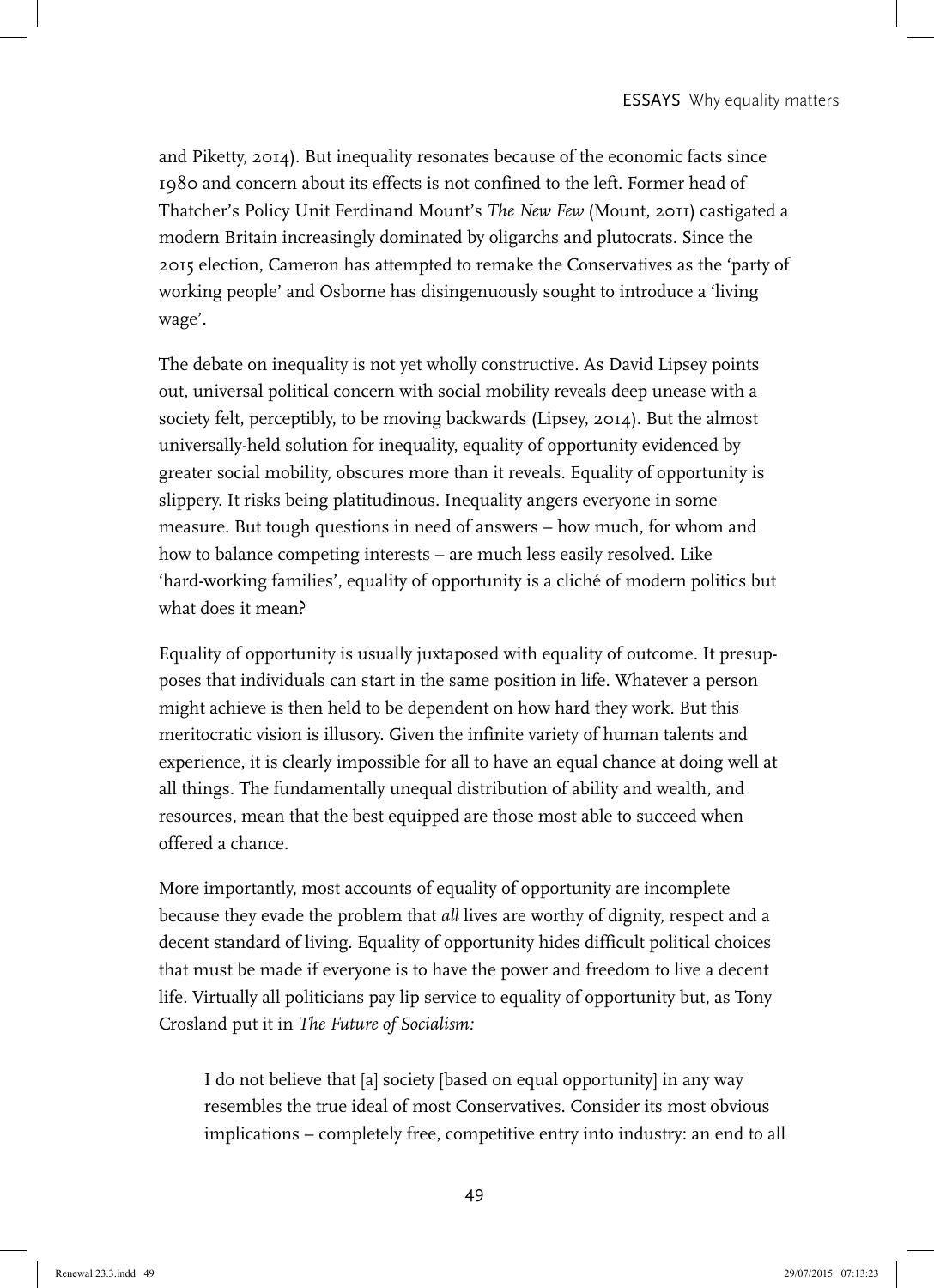and Piketty, 2014). But inequality resonates because of the economic facts since 1980 and concern about its effects is not confined to the left. Former head of Thatcher's Policy Unit Ferdinand Mount's *The New Few* (Mount, 2011) castigated a modern Britain increasingly dominated by oligarchs and plutocrats. Since the 2015 election, Cameron has attempted to remake the Conservatives as the 'party of working people' and Osborne has disingenuously sought to introduce a 'living wage'.

The debate on inequality is not yet wholly constructive. As David Lipsey points out, universal political concern with social mobility reveals deep unease with a society felt, perceptibly, to be moving backwards (Lipsey, 2014). But the almost universally-held solution for inequality, equality of opportunity evidenced by greater social mobility, obscures more than it reveals. Equality of opportunity is slippery. It risks being platitudinous. Inequality angers everyone in some measure. But tough questions in need of answers – how much, for whom and how to balance competing interests – are much less easily resolved. Like 'hard-working families', equality of opportunity is a cliché of modern politics but what does it mean?

Equality of opportunity is usually juxtaposed with equality of outcome. It presupposes that individuals can start in the same position in life. Whatever a person might achieve is then held to be dependent on how hard they work. But this meritocratic vision is illusory. Given the infinite variety of human talents and experience, it is clearly impossible for all to have an equal chance at doing well at all things. The fundamentally unequal distribution of ability and wealth, and resources, mean that the best equipped are those most able to succeed when offered a chance.

More importantly, most accounts of equality of opportunity are incomplete because they evade the problem that *all* lives are worthy of dignity, respect and a decent standard of living. Equality of opportunity hides difficult political choices that must be made if everyone is to have the power and freedom to live a decent life. Virtually all politicians pay lip service to equality of opportunity but, as Tony Crosland put it in *The Future of Socialism:*

> I do not believe that [a] society [based on equal opportunity] in any way resembles the true ideal of most Conservatives. Consider its most obvious implications – completely free, competitive entry into industry: an end to all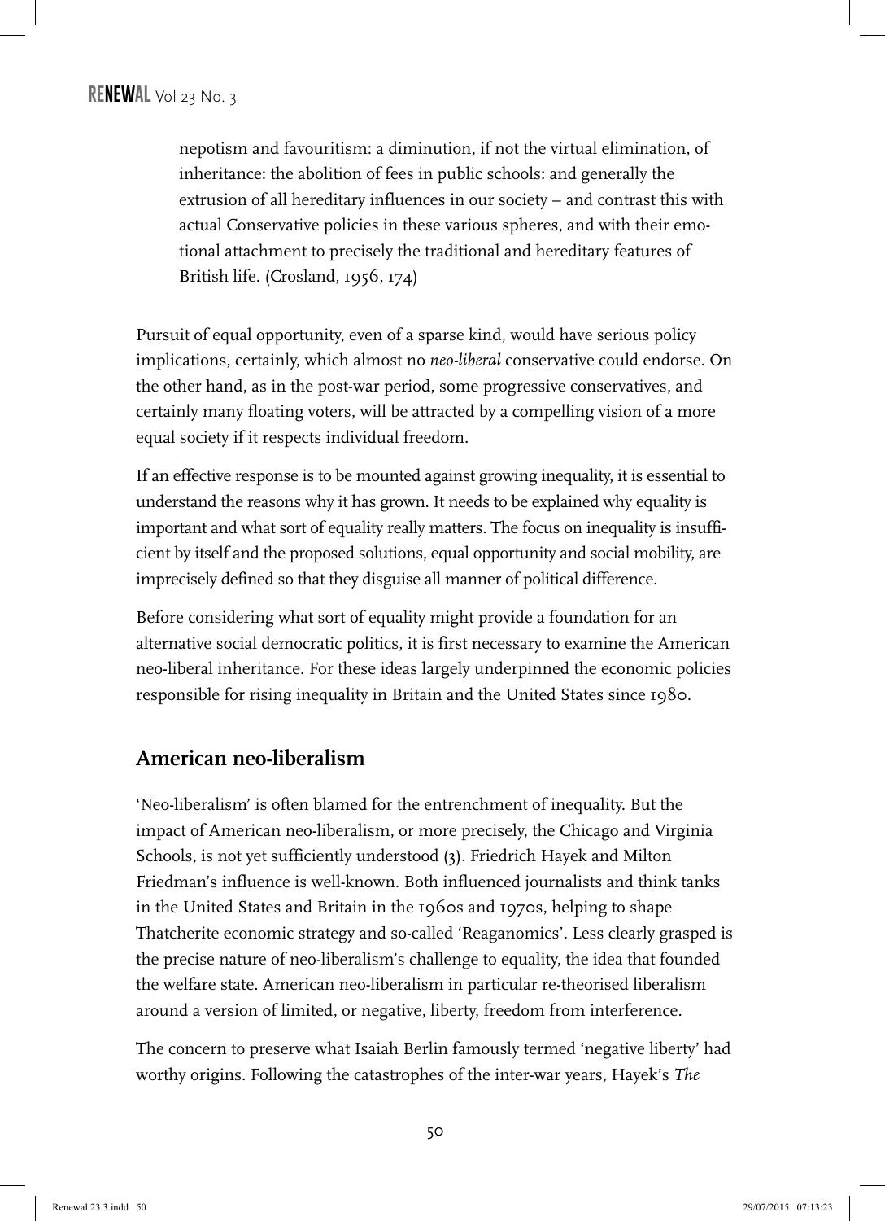> nepotism and favouritism: a diminution, if not the virtual elimination, of inheritance: the abolition of fees in public schools: and generally the extrusion of all hereditary influences in our society – and contrast this with actual Conservative policies in these various spheres, and with their emotional attachment to precisely the traditional and hereditary features of British life. (Crosland, 1956, 174)

Pursuit of equal opportunity, even of a sparse kind, would have serious policy implications, certainly, which almost no *neo-liberal* conservative could endorse. On the other hand, as in the post-war period, some progressive conservatives, and certainly many floating voters, will be attracted by a compelling vision of a more equal society if it respects individual freedom.

If an effective response is to be mounted against growing inequality, it is essential to understand the reasons why it has grown. It needs to be explained why equality is important and what sort of equality really matters. The focus on inequality is insufficient by itself and the proposed solutions, equal opportunity and social mobility, are imprecisely defined so that they disguise all manner of political difference.

Before considering what sort of equality might provide a foundation for an alternative social democratic politics, it is first necessary to examine the American neo-liberal inheritance. For these ideas largely underpinned the economic policies responsible for rising inequality in Britain and the United States since 1980.

## American neo-liberalism

'Neo-liberalism' is often blamed for the entrenchment of inequality. But the impact of American neo-liberalism, or more precisely, the Chicago and Virginia Schools, is not yet sufficiently understood (3). Friedrich Hayek and Milton Friedman's influence is well-known. Both influenced journalists and think tanks in the United States and Britain in the 1960s and 1970s, helping to shape Thatcherite economic strategy and so-called 'Reaganomics'. Less clearly grasped is the precise nature of neo-liberalism's challenge to equality, the idea that founded the welfare state. American neo-liberalism in particular re-theorised liberalism around a version of limited, or negative, liberty, freedom from interference.

The concern to preserve what Isaiah Berlin famously termed 'negative liberty' had worthy origins. Following the catastrophes of the inter-war years, Hayek's *The*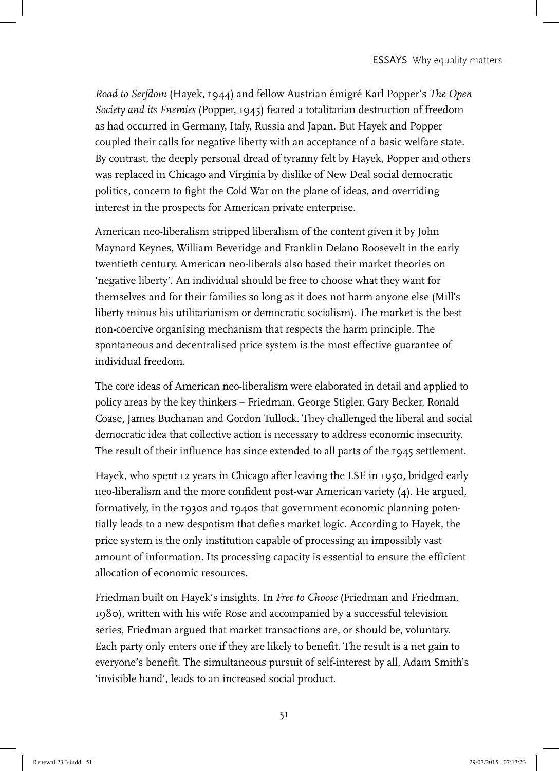*Road to Serfdom* (Hayek, 1944) and fellow Austrian émigré Karl Popper's *The Open Society and its Enemies* (Popper, 1945) feared a totalitarian destruction of freedom as had occurred in Germany, Italy, Russia and Japan. But Hayek and Popper coupled their calls for negative liberty with an acceptance of a basic welfare state. By contrast, the deeply personal dread of tyranny felt by Hayek, Popper and others was replaced in Chicago and Virginia by dislike of New Deal social democratic politics, concern to fight the Cold War on the plane of ideas, and overriding interest in the prospects for American private enterprise.

American neo-liberalism stripped liberalism of the content given it by John Maynard Keynes, William Beveridge and Franklin Delano Roosevelt in the early twentieth century. American neo-liberals also based their market theories on 'negative liberty'. An individual should be free to choose what they want for themselves and for their families so long as it does not harm anyone else (Mill's liberty minus his utilitarianism or democratic socialism). The market is the best non-coercive organising mechanism that respects the harm principle. The spontaneous and decentralised price system is the most effective guarantee of individual freedom.

The core ideas of American neo-liberalism were elaborated in detail and applied to policy areas by the key thinkers – Friedman, George Stigler, Gary Becker, Ronald Coase, James Buchanan and Gordon Tullock. They challenged the liberal and social democratic idea that collective action is necessary to address economic insecurity. The result of their influence has since extended to all parts of the 1945 settlement.

Hayek, who spent 12 years in Chicago after leaving the LSE in 1950, bridged early neo-liberalism and the more confident post-war American variety (4). He argued, formatively, in the 1930s and 1940s that government economic planning potentially leads to a new despotism that defies market logic. According to Hayek, the price system is the only institution capable of processing an impossibly vast amount of information. Its processing capacity is essential to ensure the efficient allocation of economic resources.

Friedman built on Hayek's insights. In *Free to Choose* (Friedman and Friedman, 1980), written with his wife Rose and accompanied by a successful television series, Friedman argued that market transactions are, or should be, voluntary. Each party only enters one if they are likely to benefit. The result is a net gain to everyone's benefit. The simultaneous pursuit of self-interest by all, Adam Smith's 'invisible hand', leads to an increased social product.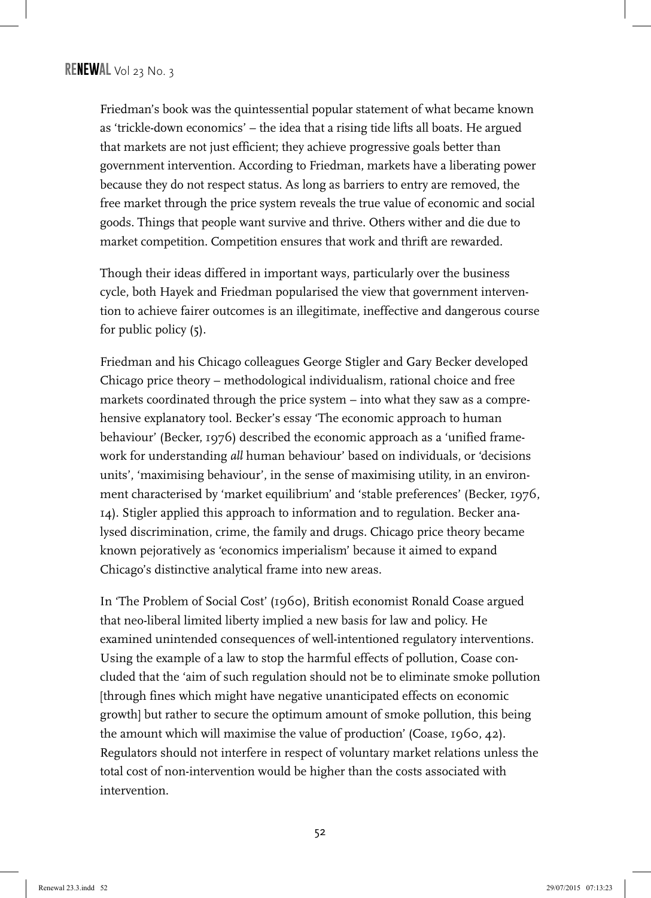Friedman's book was the quintessential popular statement of what became known as 'trickle-down economics' – the idea that a rising tide lifts all boats. He argued that markets are not just efficient; they achieve progressive goals better than government intervention. According to Friedman, markets have a liberating power because they do not respect status. As long as barriers to entry are removed, the free market through the price system reveals the true value of economic and social goods. Things that people want survive and thrive. Others wither and die due to market competition. Competition ensures that work and thrift are rewarded.

Though their ideas differed in important ways, particularly over the business cycle, both Hayek and Friedman popularised the view that government intervention to achieve fairer outcomes is an illegitimate, ineffective and dangerous course for public policy (5).

Friedman and his Chicago colleagues George Stigler and Gary Becker developed Chicago price theory – methodological individualism, rational choice and free markets coordinated through the price system – into what they saw as a comprehensive explanatory tool. Becker's essay 'The economic approach to human behaviour' (Becker, 1976) described the economic approach as a 'unified framework for understanding *all* human behaviour' based on individuals, or 'decisions units', 'maximising behaviour', in the sense of maximising utility, in an environment characterised by 'market equilibrium' and 'stable preferences' (Becker, 1976, 14). Stigler applied this approach to information and to regulation. Becker analysed discrimination, crime, the family and drugs. Chicago price theory became known pejoratively as 'economics imperialism' because it aimed to expand Chicago's distinctive analytical frame into new areas.

In 'The Problem of Social Cost' (1960), British economist Ronald Coase argued that neo-liberal limited liberty implied a new basis for law and policy. He examined unintended consequences of well-intentioned regulatory interventions. Using the example of a law to stop the harmful effects of pollution, Coase concluded that the 'aim of such regulation should not be to eliminate smoke pollution [through fines which might have negative unanticipated effects on economic growth] but rather to secure the optimum amount of smoke pollution, this being the amount which will maximise the value of production' (Coase, 1960, 42). Regulators should not interfere in respect of voluntary market relations unless the total cost of non-intervention would be higher than the costs associated with intervention.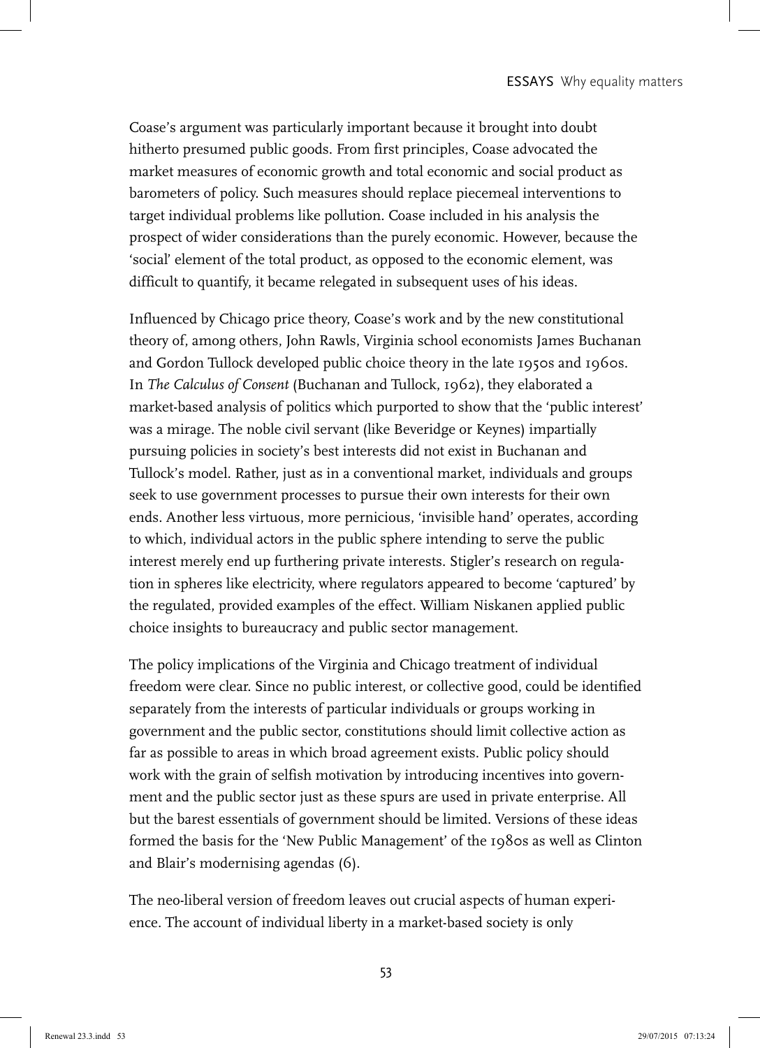Coase's argument was particularly important because it brought into doubt hitherto presumed public goods. From first principles, Coase advocated the market measures of economic growth and total economic and social product as barometers of policy. Such measures should replace piecemeal interventions to target individual problems like pollution. Coase included in his analysis the prospect of wider considerations than the purely economic. However, because the 'social' element of the total product, as opposed to the economic element, was difficult to quantify, it became relegated in subsequent uses of his ideas.

Influenced by Chicago price theory, Coase's work and by the new constitutional theory of, among others, John Rawls, Virginia school economists James Buchanan and Gordon Tullock developed public choice theory in the late 1950s and 1960s. In *The Calculus of Consent* (Buchanan and Tullock, 1962), they elaborated a market-based analysis of politics which purported to show that the 'public interest' was a mirage. The noble civil servant (like Beveridge or Keynes) impartially pursuing policies in society's best interests did not exist in Buchanan and Tullock's model. Rather, just as in a conventional market, individuals and groups seek to use government processes to pursue their own interests for their own ends. Another less virtuous, more pernicious, 'invisible hand' operates, according to which, individual actors in the public sphere intending to serve the public interest merely end up furthering private interests. Stigler's research on regulation in spheres like electricity, where regulators appeared to become 'captured' by the regulated, provided examples of the effect. William Niskanen applied public choice insights to bureaucracy and public sector management.

The policy implications of the Virginia and Chicago treatment of individual freedom were clear. Since no public interest, or collective good, could be identified separately from the interests of particular individuals or groups working in government and the public sector, constitutions should limit collective action as far as possible to areas in which broad agreement exists. Public policy should work with the grain of selfish motivation by introducing incentives into government and the public sector just as these spurs are used in private enterprise. All but the barest essentials of government should be limited. Versions of these ideas formed the basis for the 'New Public Management' of the 1980s as well as Clinton and Blair's modernising agendas (6).

The neo-liberal version of freedom leaves out crucial aspects of human experience. The account of individual liberty in a market-based society is only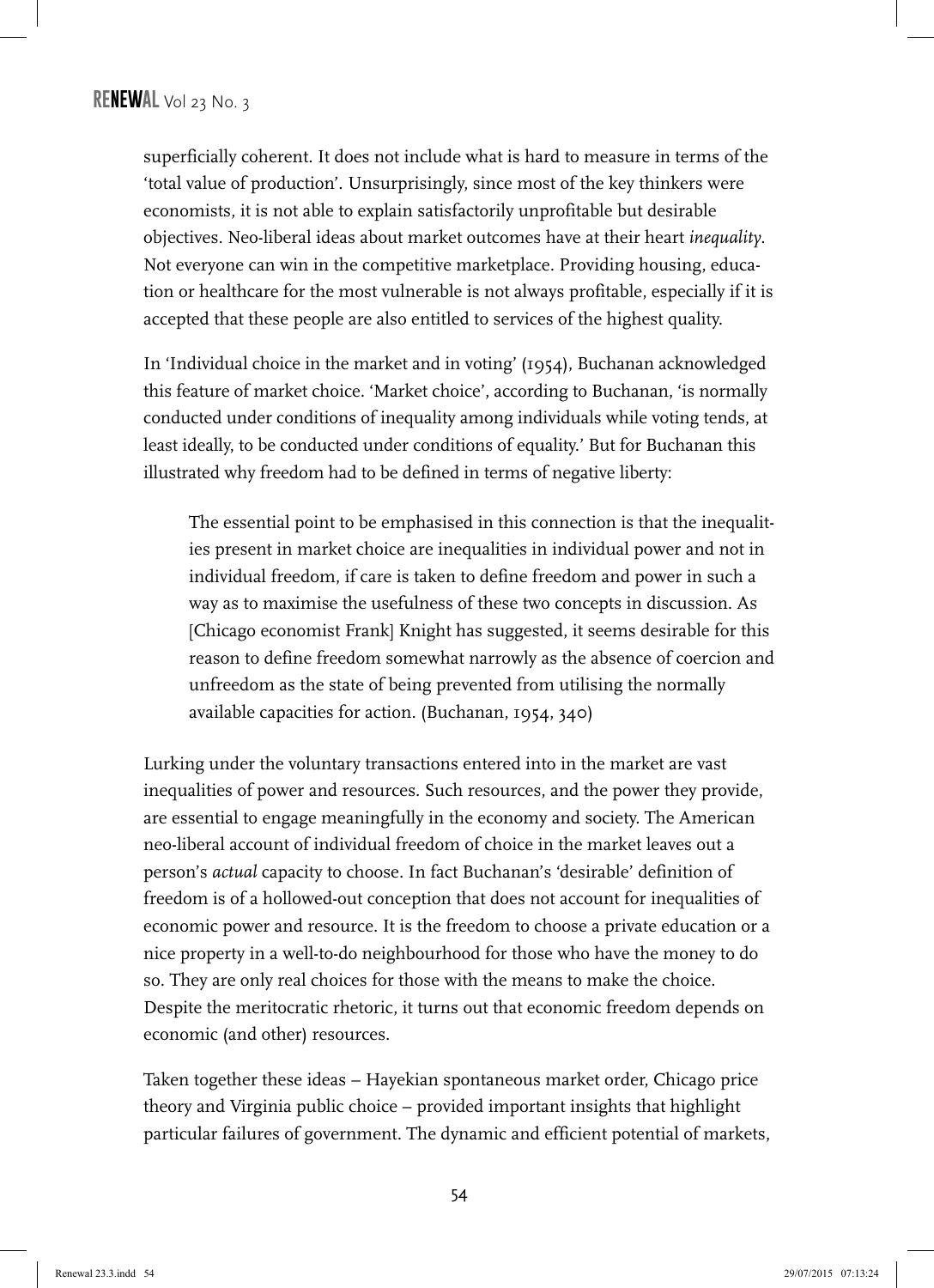superficially coherent. It does not include what is hard to measure in terms of the 'total value of production'. Unsurprisingly, since most of the key thinkers were economists, it is not able to explain satisfactorily unprofitable but desirable objectives. Neo-liberal ideas about market outcomes have at their heart *inequality*. Not everyone can win in the competitive marketplace. Providing housing, education or healthcare for the most vulnerable is not always profitable, especially if it is accepted that these people are also entitled to services of the highest quality.

In 'Individual choice in the market and in voting' (1954), Buchanan acknowledged this feature of market choice. 'Market choice', according to Buchanan, 'is normally conducted under conditions of inequality among individuals while voting tends, at least ideally, to be conducted under conditions of equality.' But for Buchanan this illustrated why freedom had to be defined in terms of negative liberty:

> The essential point to be emphasised in this connection is that the inequalities present in market choice are inequalities in individual power and not in individual freedom, if care is taken to define freedom and power in such a way as to maximise the usefulness of these two concepts in discussion. As [Chicago economist Frank] Knight has suggested, it seems desirable for this reason to define freedom somewhat narrowly as the absence of coercion and unfreedom as the state of being prevented from utilising the normally available capacities for action. (Buchanan, 1954, 340)

Lurking under the voluntary transactions entered into in the market are vast inequalities of power and resources. Such resources, and the power they provide, are essential to engage meaningfully in the economy and society. The American neo-liberal account of individual freedom of choice in the market leaves out a person's *actual* capacity to choose. In fact Buchanan's 'desirable' definition of freedom is of a hollowed-out conception that does not account for inequalities of economic power and resource. It is the freedom to choose a private education or a nice property in a well-to-do neighbourhood for those who have the money to do so. They are only real choices for those with the means to make the choice. Despite the meritocratic rhetoric, it turns out that economic freedom depends on economic (and other) resources.

Taken together these ideas – Hayekian spontaneous market order, Chicago price theory and Virginia public choice – provided important insights that highlight particular failures of government. The dynamic and efficient potential of markets,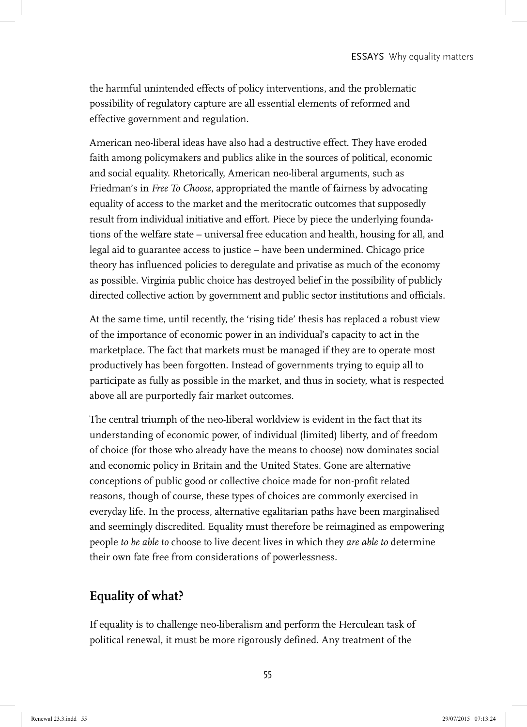the harmful unintended effects of policy interventions, and the problematic possibility of regulatory capture are all essential elements of reformed and effective government and regulation.

American neo-liberal ideas have also had a destructive effect. They have eroded faith among policymakers and publics alike in the sources of political, economic and social equality. Rhetorically, American neo-liberal arguments, such as Friedman's in *Free To Choose*, appropriated the mantle of fairness by advocating equality of access to the market and the meritocratic outcomes that supposedly result from individual initiative and effort. Piece by piece the underlying foundations of the welfare state – universal free education and health, housing for all, and legal aid to guarantee access to justice – have been undermined. Chicago price theory has influenced policies to deregulate and privatise as much of the economy as possible. Virginia public choice has destroyed belief in the possibility of publicly directed collective action by government and public sector institutions and officials.

At the same time, until recently, the 'rising tide' thesis has replaced a robust view of the importance of economic power in an individual's capacity to act in the marketplace. The fact that markets must be managed if they are to operate most productively has been forgotten. Instead of governments trying to equip all to participate as fully as possible in the market, and thus in society, what is respected above all are purportedly fair market outcomes.

The central triumph of the neo-liberal worldview is evident in the fact that its understanding of economic power, of individual (limited) liberty, and of freedom of choice (for those who already have the means to choose) now dominates social and economic policy in Britain and the United States. Gone are alternative conceptions of public good or collective choice made for non-profit related reasons, though of course, these types of choices are commonly exercised in everyday life. In the process, alternative egalitarian paths have been marginalised and seemingly discredited. Equality must therefore be reimagined as empowering people *to be able to* choose to live decent lives in which they *are able to* determine their own fate free from considerations of powerlessness.

## Equality of what?

If equality is to challenge neo-liberalism and perform the Herculean task of political renewal, it must be more rigorously defined. Any treatment of the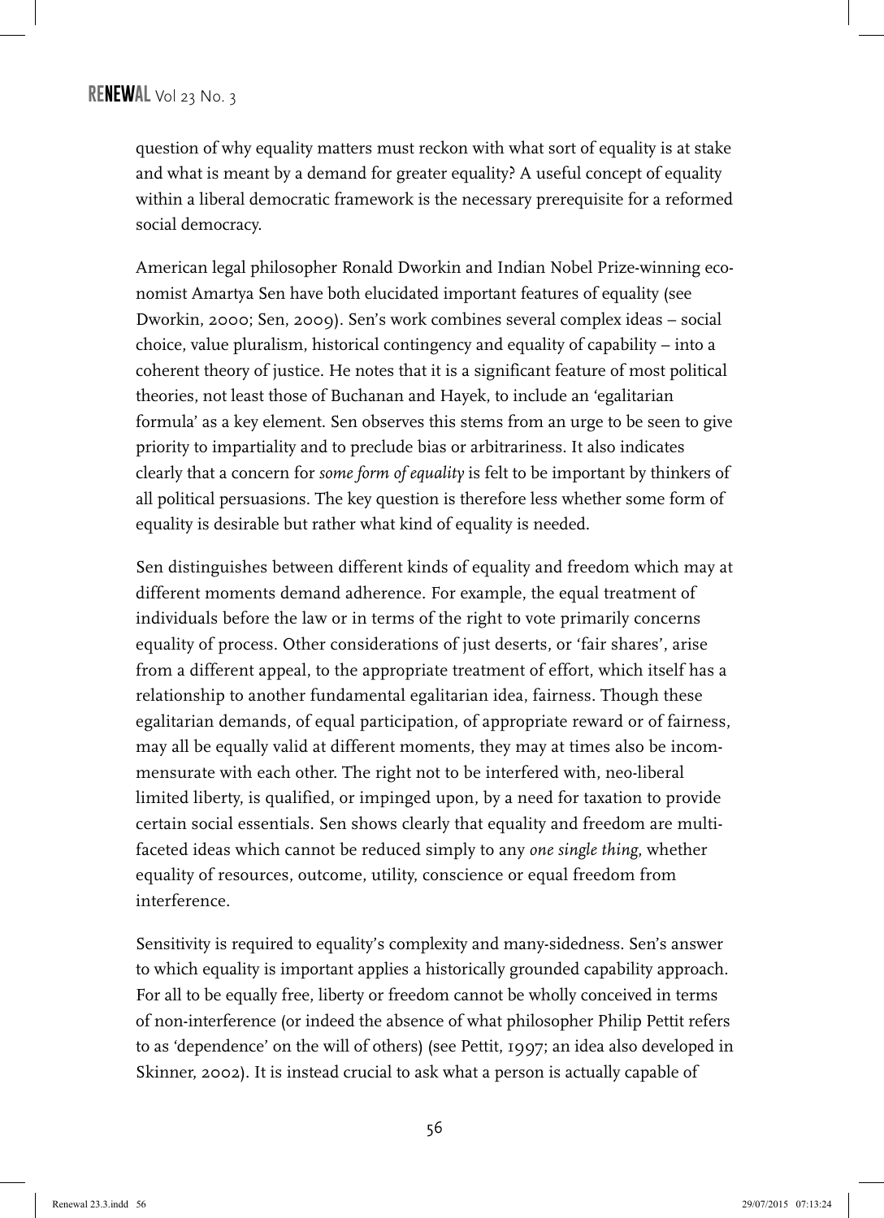question of why equality matters must reckon with what sort of equality is at stake and what is meant by a demand for greater equality? A useful concept of equality within a liberal democratic framework is the necessary prerequisite for a reformed social democracy.

American legal philosopher Ronald Dworkin and Indian Nobel Prize-winning economist Amartya Sen have both elucidated important features of equality (see Dworkin, 2000; Sen, 2009). Sen's work combines several complex ideas – social choice, value pluralism, historical contingency and equality of capability – into a coherent theory of justice. He notes that it is a significant feature of most political theories, not least those of Buchanan and Hayek, to include an 'egalitarian formula' as a key element. Sen observes this stems from an urge to be seen to give priority to impartiality and to preclude bias or arbitrariness. It also indicates clearly that a concern for *some form of equality* is felt to be important by thinkers of all political persuasions. The key question is therefore less whether some form of equality is desirable but rather what kind of equality is needed.

Sen distinguishes between different kinds of equality and freedom which may at different moments demand adherence. For example, the equal treatment of individuals before the law or in terms of the right to vote primarily concerns equality of process. Other considerations of just deserts, or 'fair shares', arise from a different appeal, to the appropriate treatment of effort, which itself has a relationship to another fundamental egalitarian idea, fairness. Though these egalitarian demands, of equal participation, of appropriate reward or of fairness, may all be equally valid at different moments, they may at times also be incommensurate with each other. The right not to be interfered with, neo-liberal limited liberty, is qualified, or impinged upon, by a need for taxation to provide certain social essentials. Sen shows clearly that equality and freedom are multi-faceted ideas which cannot be reduced simply to any *one single thing*, whether equality of resources, outcome, utility, conscience or equal freedom from interference.

Sensitivity is required to equality's complexity and many-sidedness. Sen's answer to which equality is important applies a historically grounded capability approach. For all to be equally free, liberty or freedom cannot be wholly conceived in terms of non-interference (or indeed the absence of what philosopher Philip Pettit refers to as 'dependence' on the will of others) (see Pettit, 1997; an idea also developed in Skinner, 2002). It is instead crucial to ask what a person is actually capable of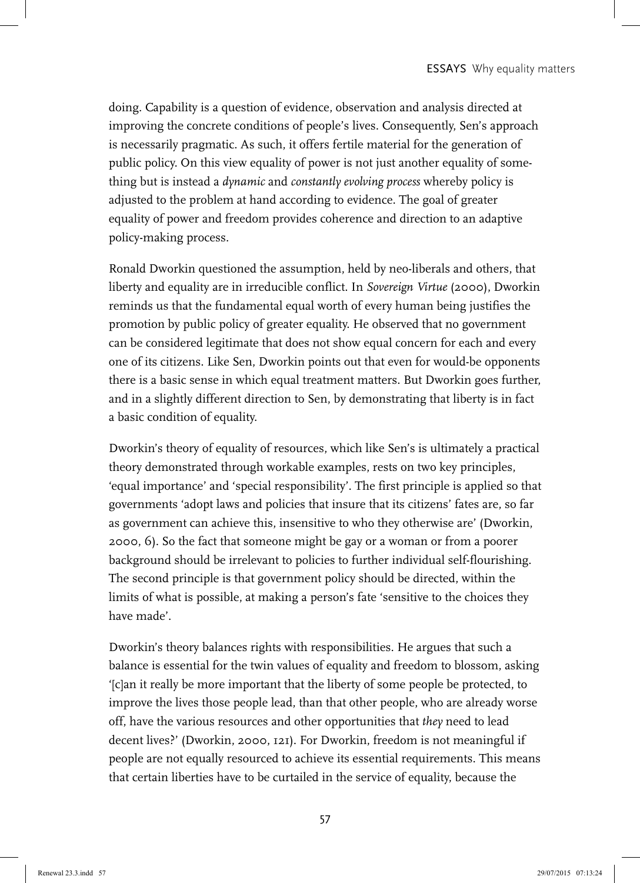doing. Capability is a question of evidence, observation and analysis directed at improving the concrete conditions of people's lives. Consequently, Sen's approach is necessarily pragmatic. As such, it offers fertile material for the generation of public policy. On this view equality of power is not just another equality of something but is instead a *dynamic* and *constantly evolving process* whereby policy is adjusted to the problem at hand according to evidence. The goal of greater equality of power and freedom provides coherence and direction to an adaptive policy-making process.

Ronald Dworkin questioned the assumption, held by neo-liberals and others, that liberty and equality are in irreducible conflict. In *Sovereign Virtue* (2000), Dworkin reminds us that the fundamental equal worth of every human being justifies the promotion by public policy of greater equality. He observed that no government can be considered legitimate that does not show equal concern for each and every one of its citizens. Like Sen, Dworkin points out that even for would-be opponents there is a basic sense in which equal treatment matters. But Dworkin goes further, and in a slightly different direction to Sen, by demonstrating that liberty is in fact a basic condition of equality.

Dworkin's theory of equality of resources, which like Sen's is ultimately a practical theory demonstrated through workable examples, rests on two key principles, 'equal importance' and 'special responsibility'. The first principle is applied so that governments 'adopt laws and policies that insure that its citizens' fates are, so far as government can achieve this, insensitive to who they otherwise are' (Dworkin, 2000, 6). So the fact that someone might be gay or a woman or from a poorer background should be irrelevant to policies to further individual self-flourishing. The second principle is that government policy should be directed, within the limits of what is possible, at making a person's fate 'sensitive to the choices they have made'.

Dworkin's theory balances rights with responsibilities. He argues that such a balance is essential for the twin values of equality and freedom to blossom, asking '[c]an it really be more important that the liberty of some people be protected, to improve the lives those people lead, than that other people, who are already worse off, have the various resources and other opportunities that *they* need to lead decent lives?' (Dworkin, 2000, 121). For Dworkin, freedom is not meaningful if people are not equally resourced to achieve its essential requirements. This means that certain liberties have to be curtailed in the service of equality, because the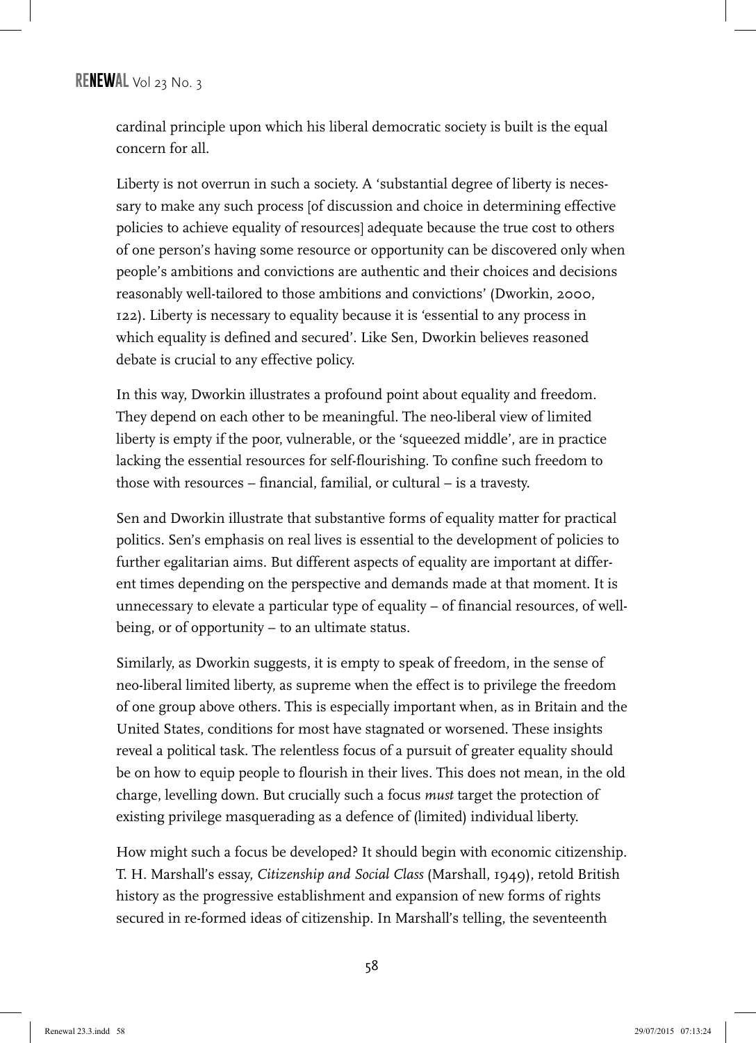cardinal principle upon which his liberal democratic society is built is the equal concern for all.

Liberty is not overrun in such a society. A 'substantial degree of liberty is necessary to make any such process [of discussion and choice in determining effective policies to achieve equality of resources] adequate because the true cost to others of one person's having some resource or opportunity can be discovered only when people's ambitions and convictions are authentic and their choices and decisions reasonably well-tailored to those ambitions and convictions' (Dworkin, 2000, 122). Liberty is necessary to equality because it is 'essential to any process in which equality is defined and secured'. Like Sen, Dworkin believes reasoned debate is crucial to any effective policy.

In this way, Dworkin illustrates a profound point about equality and freedom. They depend on each other to be meaningful. The neo-liberal view of limited liberty is empty if the poor, vulnerable, or the 'squeezed middle', are in practice lacking the essential resources for self-flourishing. To confine such freedom to those with resources – financial, familial, or cultural – is a travesty.

Sen and Dworkin illustrate that substantive forms of equality matter for practical politics. Sen's emphasis on real lives is essential to the development of policies to further egalitarian aims. But different aspects of equality are important at different times depending on the perspective and demands made at that moment. It is unnecessary to elevate a particular type of equality – of financial resources, of well-being, or of opportunity – to an ultimate status.

Similarly, as Dworkin suggests, it is empty to speak of freedom, in the sense of neo-liberal limited liberty, as supreme when the effect is to privilege the freedom of one group above others. This is especially important when, as in Britain and the United States, conditions for most have stagnated or worsened. These insights reveal a political task. The relentless focus of a pursuit of greater equality should be on how to equip people to flourish in their lives. This does not mean, in the old charge, levelling down. But crucially such a focus *must* target the protection of existing privilege masquerading as a defence of (limited) individual liberty.

How might such a focus be developed? It should begin with economic citizenship. T. H. Marshall's essay, *Citizenship and Social Class* (Marshall, 1949), retold British history as the progressive establishment and expansion of new forms of rights secured in re-formed ideas of citizenship. In Marshall's telling, the seventeenth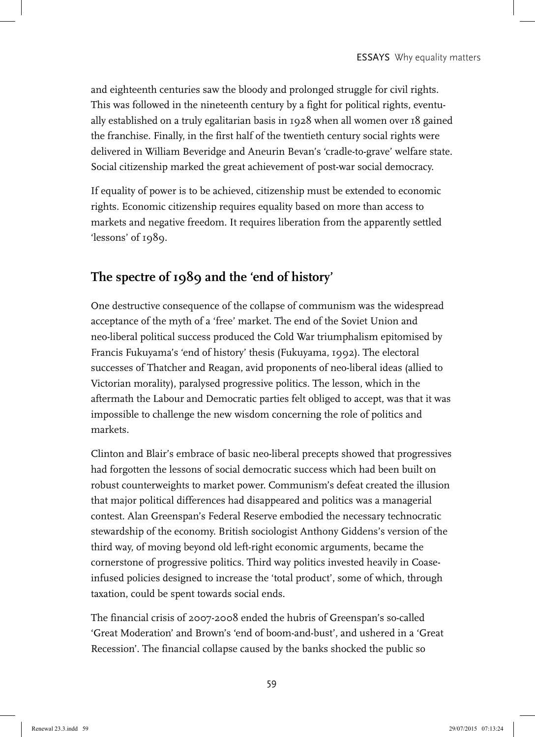and eighteenth centuries saw the bloody and prolonged struggle for civil rights. This was followed in the nineteenth century by a fight for political rights, eventually established on a truly egalitarian basis in 1928 when all women over 18 gained the franchise. Finally, in the first half of the twentieth century social rights were delivered in William Beveridge and Aneurin Bevan's 'cradle-to-grave' welfare state. Social citizenship marked the great achievement of post-war social democracy.

If equality of power is to be achieved, citizenship must be extended to economic rights. Economic citizenship requires equality based on more than access to markets and negative freedom. It requires liberation from the apparently settled 'lessons' of 1989.

## The spectre of 1989 and the 'end of history'

One destructive consequence of the collapse of communism was the widespread acceptance of the myth of a 'free' market. The end of the Soviet Union and neo-liberal political success produced the Cold War triumphalism epitomised by Francis Fukuyama's 'end of history' thesis (Fukuyama, 1992). The electoral successes of Thatcher and Reagan, avid proponents of neo-liberal ideas (allied to Victorian morality), paralysed progressive politics. The lesson, which in the aftermath the Labour and Democratic parties felt obliged to accept, was that it was impossible to challenge the new wisdom concerning the role of politics and markets.

Clinton and Blair's embrace of basic neo-liberal precepts showed that progressives had forgotten the lessons of social democratic success which had been built on robust counterweights to market power. Communism's defeat created the illusion that major political differences had disappeared and politics was a managerial contest. Alan Greenspan's Federal Reserve embodied the necessary technocratic stewardship of the economy. British sociologist Anthony Giddens's version of the third way, of moving beyond old left-right economic arguments, became the cornerstone of progressive politics. Third way politics invested heavily in Coase-infused policies designed to increase the 'total product', some of which, through taxation, could be spent towards social ends.

The financial crisis of 2007-2008 ended the hubris of Greenspan's so-called 'Great Moderation' and Brown's 'end of boom-and-bust', and ushered in a 'Great Recession'. The financial collapse caused by the banks shocked the public so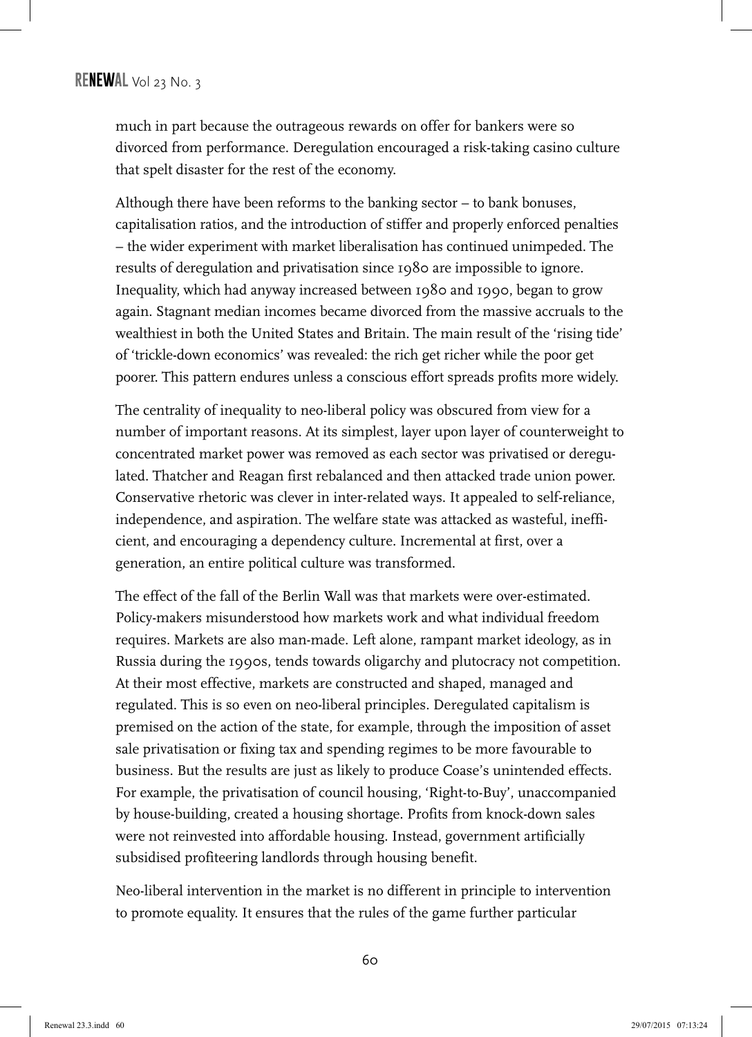much in part because the outrageous rewards on offer for bankers were so divorced from performance. Deregulation encouraged a risk-taking casino culture that spelt disaster for the rest of the economy.

Although there have been reforms to the banking sector – to bank bonuses, capitalisation ratios, and the introduction of stiffer and properly enforced penalties – the wider experiment with market liberalisation has continued unimpeded. The results of deregulation and privatisation since 1980 are impossible to ignore. Inequality, which had anyway increased between 1980 and 1990, began to grow again. Stagnant median incomes became divorced from the massive accruals to the wealthiest in both the United States and Britain. The main result of the 'rising tide' of 'trickle-down economics' was revealed: the rich get richer while the poor get poorer. This pattern endures unless a conscious effort spreads profits more widely.

The centrality of inequality to neo-liberal policy was obscured from view for a number of important reasons. At its simplest, layer upon layer of counterweight to concentrated market power was removed as each sector was privatised or deregulated. Thatcher and Reagan first rebalanced and then attacked trade union power. Conservative rhetoric was clever in inter-related ways. It appealed to self-reliance, independence, and aspiration. The welfare state was attacked as wasteful, inefficient, and encouraging a dependency culture. Incremental at first, over a generation, an entire political culture was transformed.

The effect of the fall of the Berlin Wall was that markets were over-estimated. Policy-makers misunderstood how markets work and what individual freedom requires. Markets are also man-made. Left alone, rampant market ideology, as in Russia during the 1990s, tends towards oligarchy and plutocracy not competition. At their most effective, markets are constructed and shaped, managed and regulated. This is so even on neo-liberal principles. Deregulated capitalism is premised on the action of the state, for example, through the imposition of asset sale privatisation or fixing tax and spending regimes to be more favourable to business. But the results are just as likely to produce Coase's unintended effects. For example, the privatisation of council housing, 'Right-to-Buy', unaccompanied by house-building, created a housing shortage. Profits from knock-down sales were not reinvested into affordable housing. Instead, government artificially subsidised profiteering landlords through housing benefit.

Neo-liberal intervention in the market is no different in principle to intervention to promote equality. It ensures that the rules of the game further particular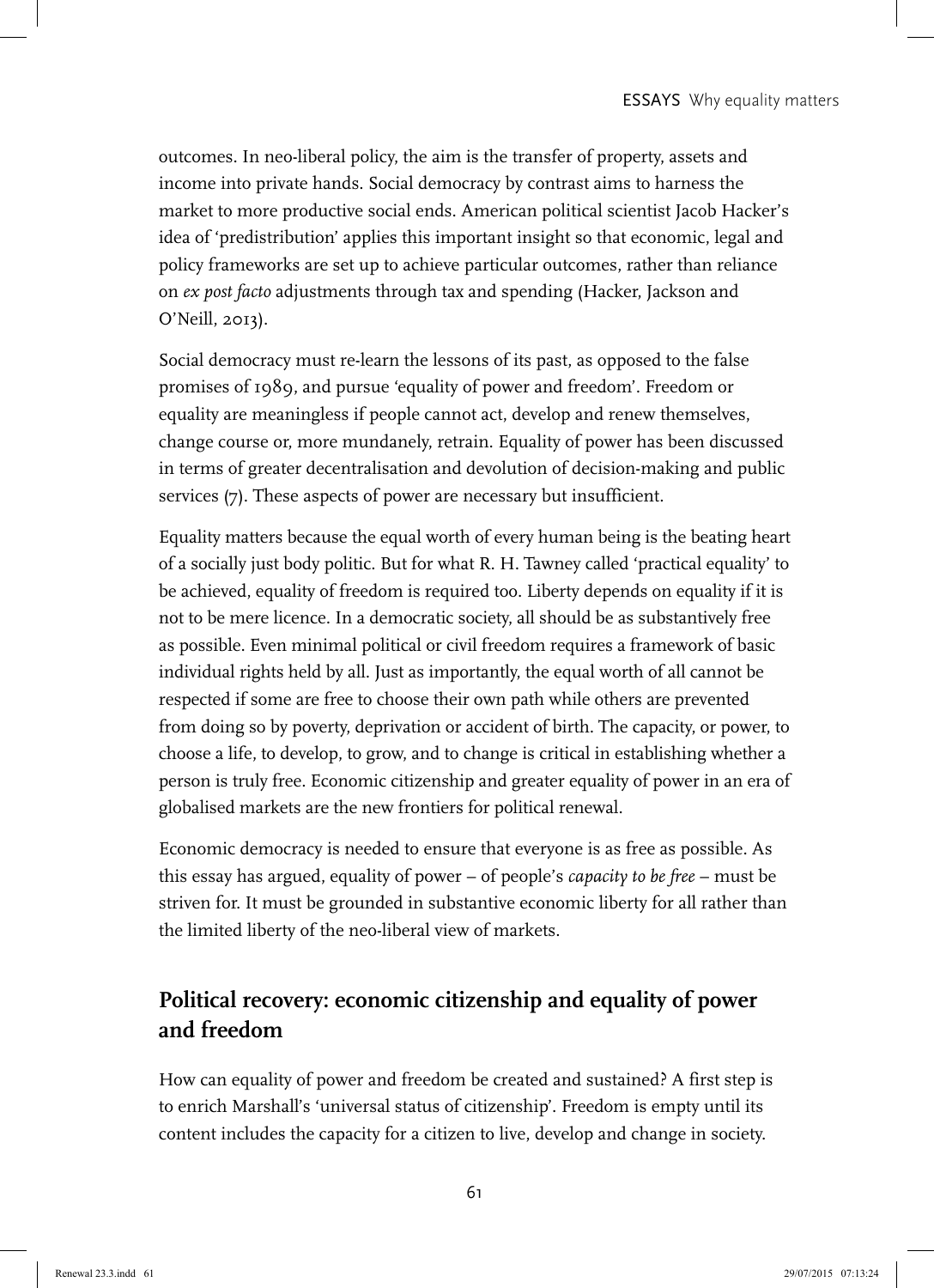outcomes. In neo-liberal policy, the aim is the transfer of property, assets and income into private hands. Social democracy by contrast aims to harness the market to more productive social ends. American political scientist Jacob Hacker's idea of 'predistribution' applies this important insight so that economic, legal and policy frameworks are set up to achieve particular outcomes, rather than reliance on *ex post facto* adjustments through tax and spending (Hacker, Jackson and O'Neill, 2013).

Social democracy must re-learn the lessons of its past, as opposed to the false promises of 1989, and pursue 'equality of power and freedom'. Freedom or equality are meaningless if people cannot act, develop and renew themselves, change course or, more mundanely, retrain. Equality of power has been discussed in terms of greater decentralisation and devolution of decision-making and public services (7). These aspects of power are necessary but insufficient.

Equality matters because the equal worth of every human being is the beating heart of a socially just body politic. But for what R. H. Tawney called 'practical equality' to be achieved, equality of freedom is required too. Liberty depends on equality if it is not to be mere licence. In a democratic society, all should be as substantively free as possible. Even minimal political or civil freedom requires a framework of basic individual rights held by all. Just as importantly, the equal worth of all cannot be respected if some are free to choose their own path while others are prevented from doing so by poverty, deprivation or accident of birth. The capacity, or power, to choose a life, to develop, to grow, and to change is critical in establishing whether a person is truly free. Economic citizenship and greater equality of power in an era of globalised markets are the new frontiers for political renewal.

Economic democracy is needed to ensure that everyone is as free as possible. As this essay has argued, equality of power – of people's *capacity to be free* – must be striven for. It must be grounded in substantive economic liberty for all rather than the limited liberty of the neo-liberal view of markets.

## Political recovery: economic citizenship and equality of power and freedom

How can equality of power and freedom be created and sustained? A first step is to enrich Marshall's 'universal status of citizenship'. Freedom is empty until its content includes the capacity for a citizen to live, develop and change in society.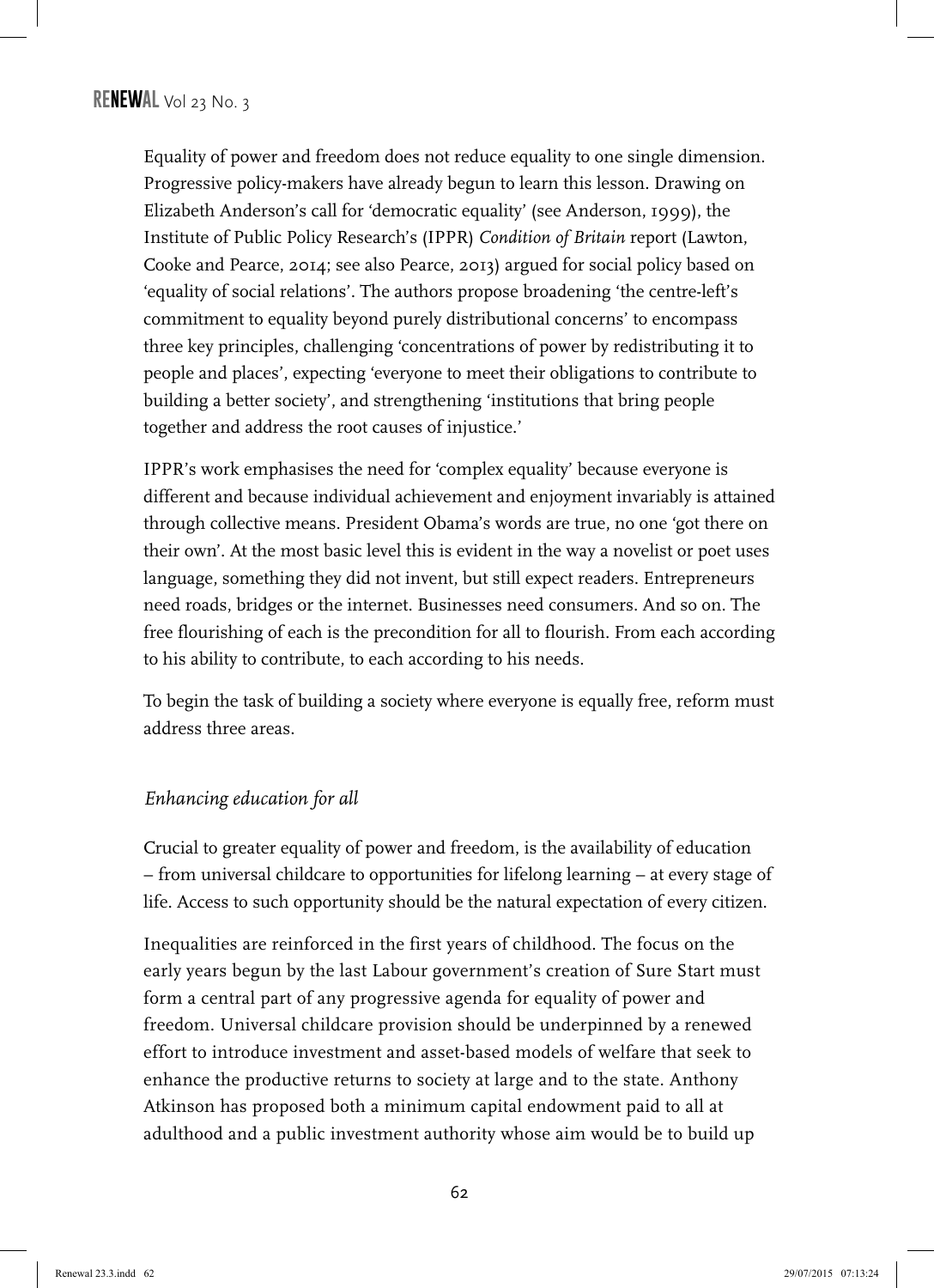Equality of power and freedom does not reduce equality to one single dimension. Progressive policy-makers have already begun to learn this lesson. Drawing on Elizabeth Anderson's call for 'democratic equality' (see Anderson, 1999), the Institute of Public Policy Research's (IPPR) *Condition of Britain* report (Lawton, Cooke and Pearce, 2014; see also Pearce, 2013) argued for social policy based on 'equality of social relations'. The authors propose broadening 'the centre-left's commitment to equality beyond purely distributional concerns' to encompass three key principles, challenging 'concentrations of power by redistributing it to people and places', expecting 'everyone to meet their obligations to contribute to building a better society', and strengthening 'institutions that bring people together and address the root causes of injustice.'

IPPR's work emphasises the need for 'complex equality' because everyone is different and because individual achievement and enjoyment invariably is attained through collective means. President Obama's words are true, no one 'got there on their own'. At the most basic level this is evident in the way a novelist or poet uses language, something they did not invent, but still expect readers. Entrepreneurs need roads, bridges or the internet. Businesses need consumers. And so on. The free flourishing of each is the precondition for all to flourish. From each according to his ability to contribute, to each according to his needs.

To begin the task of building a society where everyone is equally free, reform must address three areas.

### *Enhancing education for all*

Crucial to greater equality of power and freedom, is the availability of education – from universal childcare to opportunities for lifelong learning – at every stage of life. Access to such opportunity should be the natural expectation of every citizen.

Inequalities are reinforced in the first years of childhood. The focus on the early years begun by the last Labour government's creation of Sure Start must form a central part of any progressive agenda for equality of power and freedom. Universal childcare provision should be underpinned by a renewed effort to introduce investment and asset-based models of welfare that seek to enhance the productive returns to society at large and to the state. Anthony Atkinson has proposed both a minimum capital endowment paid to all at adulthood and a public investment authority whose aim would be to build up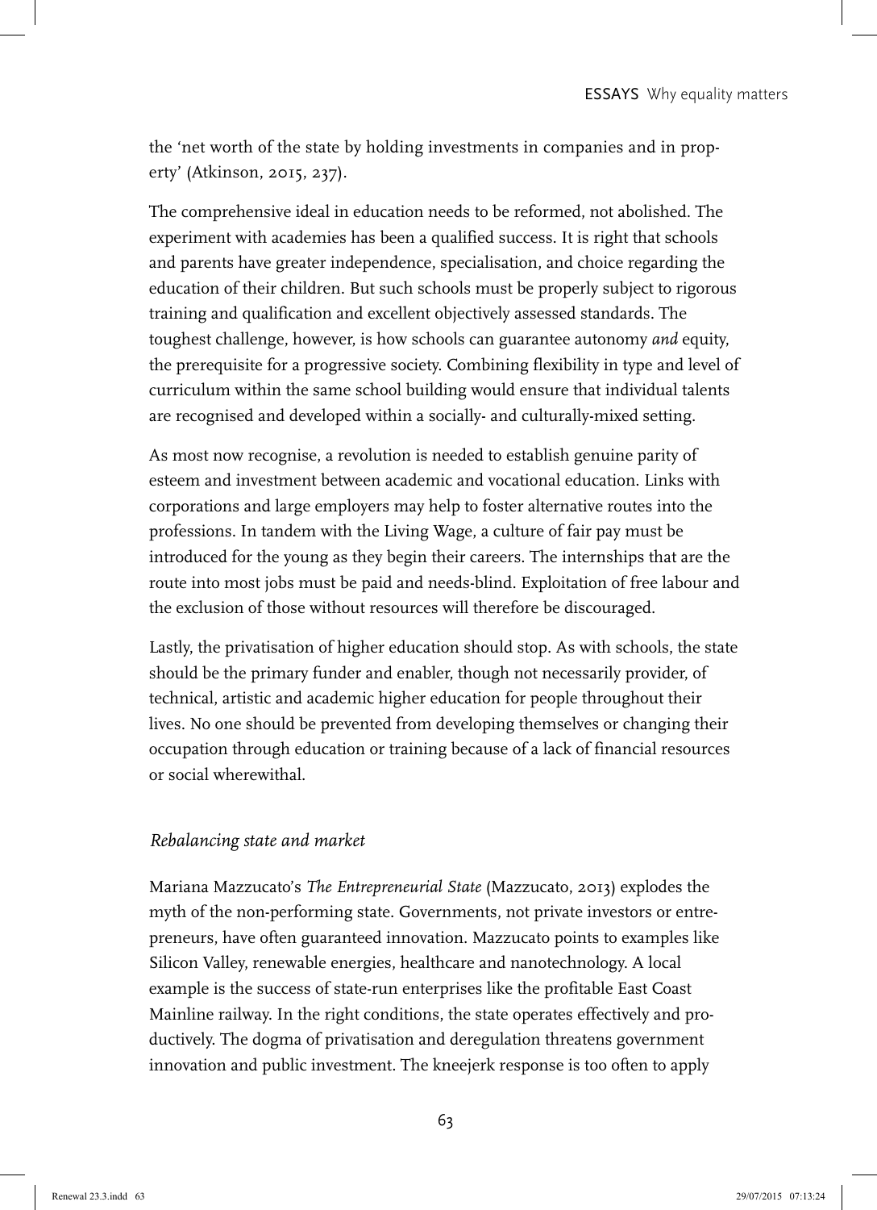the 'net worth of the state by holding investments in companies and in property' (Atkinson, 2015, 237).

The comprehensive ideal in education needs to be reformed, not abolished. The experiment with academies has been a qualified success. It is right that schools and parents have greater independence, specialisation, and choice regarding the education of their children. But such schools must be properly subject to rigorous training and qualification and excellent objectively assessed standards. The toughest challenge, however, is how schools can guarantee autonomy *and* equity, the prerequisite for a progressive society. Combining flexibility in type and level of curriculum within the same school building would ensure that individual talents are recognised and developed within a socially- and culturally-mixed setting.

As most now recognise, a revolution is needed to establish genuine parity of esteem and investment between academic and vocational education. Links with corporations and large employers may help to foster alternative routes into the professions. In tandem with the Living Wage, a culture of fair pay must be introduced for the young as they begin their careers. The internships that are the route into most jobs must be paid and needs-blind. Exploitation of free labour and the exclusion of those without resources will therefore be discouraged.

Lastly, the privatisation of higher education should stop. As with schools, the state should be the primary funder and enabler, though not necessarily provider, of technical, artistic and academic higher education for people throughout their lives. No one should be prevented from developing themselves or changing their occupation through education or training because of a lack of financial resources or social wherewithal.

### *Rebalancing state and market*

Mariana Mazzucato's *The Entrepreneurial State* (Mazzucato, 2013) explodes the myth of the non-performing state. Governments, not private investors or entrepreneurs, have often guaranteed innovation. Mazzucato points to examples like Silicon Valley, renewable energies, healthcare and nanotechnology. A local example is the success of state-run enterprises like the profitable East Coast Mainline railway. In the right conditions, the state operates effectively and productively. The dogma of privatisation and deregulation threatens government innovation and public investment. The kneejerk response is too often to apply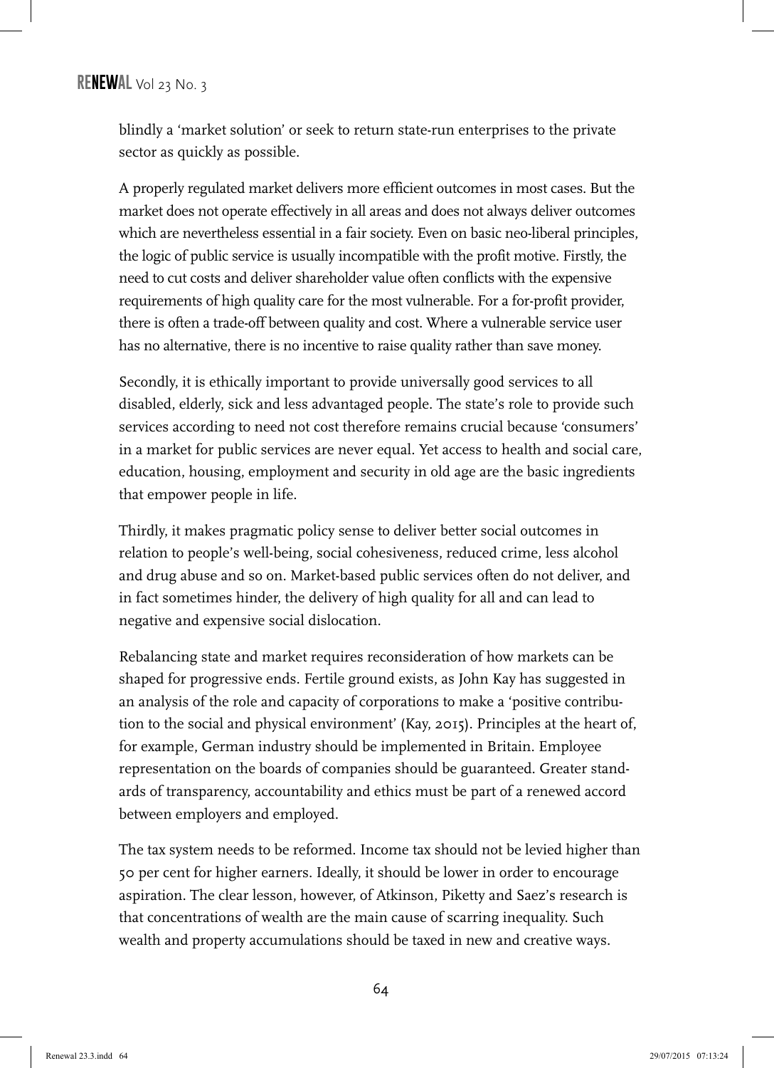blindly a 'market solution' or seek to return state-run enterprises to the private sector as quickly as possible.

A properly regulated market delivers more efficient outcomes in most cases. But the market does not operate effectively in all areas and does not always deliver outcomes which are nevertheless essential in a fair society. Even on basic neo-liberal principles, the logic of public service is usually incompatible with the profit motive. Firstly, the need to cut costs and deliver shareholder value often conflicts with the expensive requirements of high quality care for the most vulnerable. For a for-profit provider, there is often a trade-off between quality and cost. Where a vulnerable service user has no alternative, there is no incentive to raise quality rather than save money.

Secondly, it is ethically important to provide universally good services to all disabled, elderly, sick and less advantaged people. The state's role to provide such services according to need not cost therefore remains crucial because 'consumers' in a market for public services are never equal. Yet access to health and social care, education, housing, employment and security in old age are the basic ingredients that empower people in life.

Thirdly, it makes pragmatic policy sense to deliver better social outcomes in relation to people's well-being, social cohesiveness, reduced crime, less alcohol and drug abuse and so on. Market-based public services often do not deliver, and in fact sometimes hinder, the delivery of high quality for all and can lead to negative and expensive social dislocation.

Rebalancing state and market requires reconsideration of how markets can be shaped for progressive ends. Fertile ground exists, as John Kay has suggested in an analysis of the role and capacity of corporations to make a 'positive contribution to the social and physical environment' (Kay, 2015). Principles at the heart of, for example, German industry should be implemented in Britain. Employee representation on the boards of companies should be guaranteed. Greater standards of transparency, accountability and ethics must be part of a renewed accord between employers and employed.

The tax system needs to be reformed. Income tax should not be levied higher than 50 per cent for higher earners. Ideally, it should be lower in order to encourage aspiration. The clear lesson, however, of Atkinson, Piketty and Saez's research is that concentrations of wealth are the main cause of scarring inequality. Such wealth and property accumulations should be taxed in new and creative ways.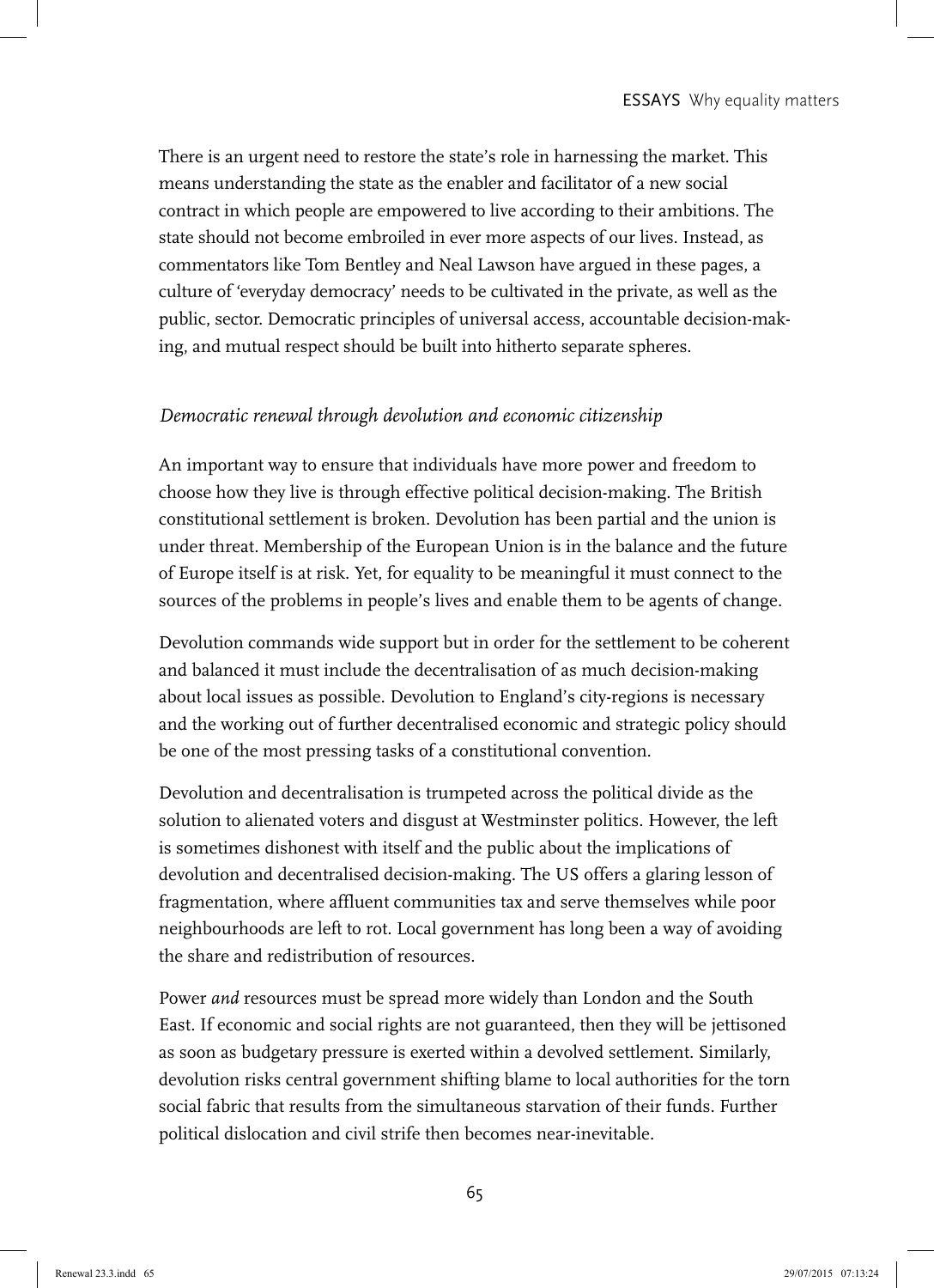There is an urgent need to restore the state's role in harnessing the market. This means understanding the state as the enabler and facilitator of a new social contract in which people are empowered to live according to their ambitions. The state should not become embroiled in ever more aspects of our lives. Instead, as commentators like Tom Bentley and Neal Lawson have argued in these pages, a culture of 'everyday democracy' needs to be cultivated in the private, as well as the public, sector. Democratic principles of universal access, accountable decision-making, and mutual respect should be built into hitherto separate spheres.

### *Democratic renewal through devolution and economic citizenship*

An important way to ensure that individuals have more power and freedom to choose how they live is through effective political decision-making. The British constitutional settlement is broken. Devolution has been partial and the union is under threat. Membership of the European Union is in the balance and the future of Europe itself is at risk. Yet, for equality to be meaningful it must connect to the sources of the problems in people's lives and enable them to be agents of change.

Devolution commands wide support but in order for the settlement to be coherent and balanced it must include the decentralisation of as much decision-making about local issues as possible. Devolution to England's city-regions is necessary and the working out of further decentralised economic and strategic policy should be one of the most pressing tasks of a constitutional convention.

Devolution and decentralisation is trumpeted across the political divide as the solution to alienated voters and disgust at Westminster politics. However, the left is sometimes dishonest with itself and the public about the implications of devolution and decentralised decision-making. The US offers a glaring lesson of fragmentation, where affluent communities tax and serve themselves while poor neighbourhoods are left to rot. Local government has long been a way of avoiding the share and redistribution of resources.

Power *and* resources must be spread more widely than London and the South East. If economic and social rights are not guaranteed, then they will be jettisoned as soon as budgetary pressure is exerted within a devolved settlement. Similarly, devolution risks central government shifting blame to local authorities for the torn social fabric that results from the simultaneous starvation of their funds. Further political dislocation and civil strife then becomes near-inevitable.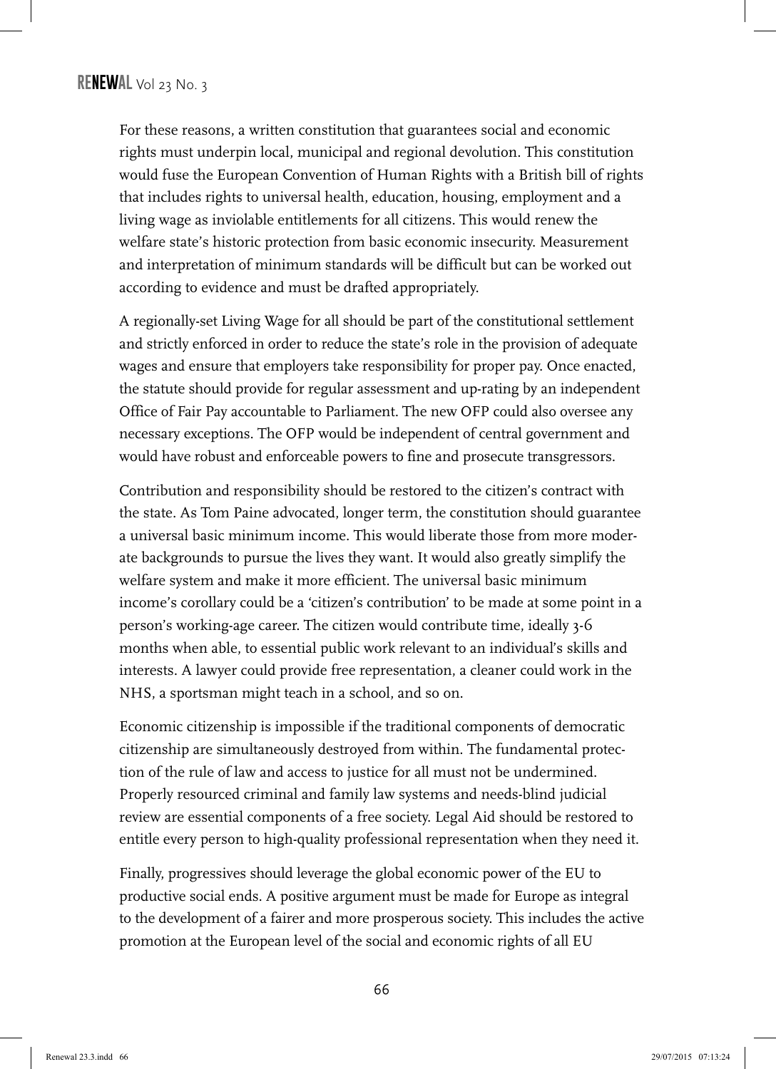For these reasons, a written constitution that guarantees social and economic rights must underpin local, municipal and regional devolution. This constitution would fuse the European Convention of Human Rights with a British bill of rights that includes rights to universal health, education, housing, employment and a living wage as inviolable entitlements for all citizens. This would renew the welfare state's historic protection from basic economic insecurity. Measurement and interpretation of minimum standards will be difficult but can be worked out according to evidence and must be drafted appropriately.

A regionally-set Living Wage for all should be part of the constitutional settlement and strictly enforced in order to reduce the state's role in the provision of adequate wages and ensure that employers take responsibility for proper pay. Once enacted, the statute should provide for regular assessment and up-rating by an independent Office of Fair Pay accountable to Parliament. The new OFP could also oversee any necessary exceptions. The OFP would be independent of central government and would have robust and enforceable powers to fine and prosecute transgressors.

Contribution and responsibility should be restored to the citizen's contract with the state. As Tom Paine advocated, longer term, the constitution should guarantee a universal basic minimum income. This would liberate those from more moderate backgrounds to pursue the lives they want. It would also greatly simplify the welfare system and make it more efficient. The universal basic minimum income's corollary could be a 'citizen's contribution' to be made at some point in a person's working-age career. The citizen would contribute time, ideally 3-6 months when able, to essential public work relevant to an individual's skills and interests. A lawyer could provide free representation, a cleaner could work in the NHS, a sportsman might teach in a school, and so on.

Economic citizenship is impossible if the traditional components of democratic citizenship are simultaneously destroyed from within. The fundamental protection of the rule of law and access to justice for all must not be undermined. Properly resourced criminal and family law systems and needs-blind judicial review are essential components of a free society. Legal Aid should be restored to entitle every person to high-quality professional representation when they need it.

Finally, progressives should leverage the global economic power of the EU to productive social ends. A positive argument must be made for Europe as integral to the development of a fairer and more prosperous society. This includes the active promotion at the European level of the social and economic rights of all EU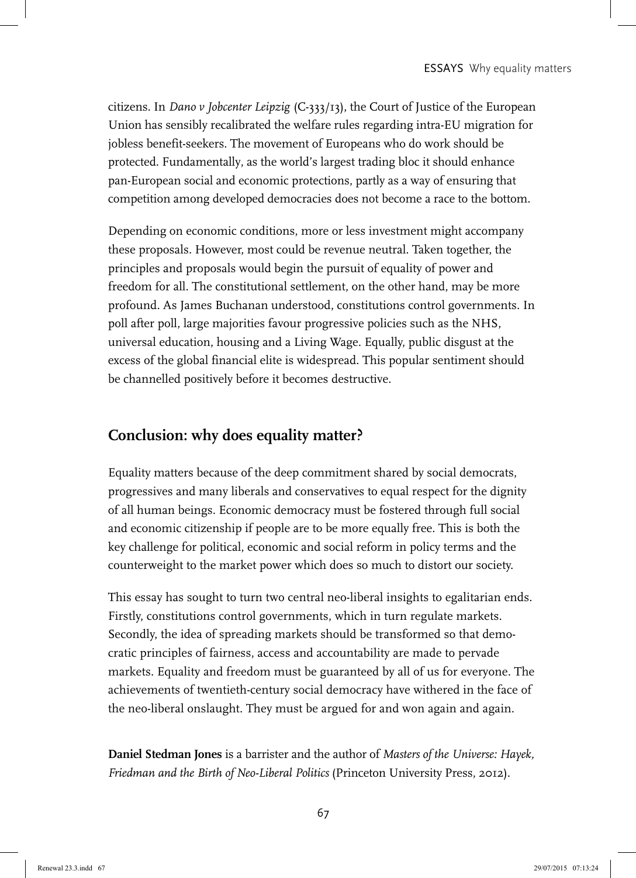citizens. In *Dano v Jobcenter Leipzig* (C-333/13), the Court of Justice of the European Union has sensibly recalibrated the welfare rules regarding intra-EU migration for jobless benefit-seekers. The movement of Europeans who do work should be protected. Fundamentally, as the world's largest trading bloc it should enhance pan-European social and economic protections, partly as a way of ensuring that competition among developed democracies does not become a race to the bottom.

Depending on economic conditions, more or less investment might accompany these proposals. However, most could be revenue neutral. Taken together, the principles and proposals would begin the pursuit of equality of power and freedom for all. The constitutional settlement, on the other hand, may be more profound. As James Buchanan understood, constitutions control governments. In poll after poll, large majorities favour progressive policies such as the NHS, universal education, housing and a Living Wage. Equally, public disgust at the excess of the global financial elite is widespread. This popular sentiment should be channelled positively before it becomes destructive.

## Conclusion: why does equality matter?

Equality matters because of the deep commitment shared by social democrats, progressives and many liberals and conservatives to equal respect for the dignity of all human beings. Economic democracy must be fostered through full social and economic citizenship if people are to be more equally free. This is both the key challenge for political, economic and social reform in policy terms and the counterweight to the market power which does so much to distort our society.

This essay has sought to turn two central neo-liberal insights to egalitarian ends. Firstly, constitutions control governments, which in turn regulate markets. Secondly, the idea of spreading markets should be transformed so that democratic principles of fairness, access and accountability are made to pervade markets. Equality and freedom must be guaranteed by all of us for everyone. The achievements of twentieth-century social democracy have withered in the face of the neo-liberal onslaught. They must be argued for and won again and again.

**Daniel Stedman Jones** is a barrister and the author of *Masters of the Universe: Hayek, Friedman and the Birth of Neo-Liberal Politics* (Princeton University Press, 2012).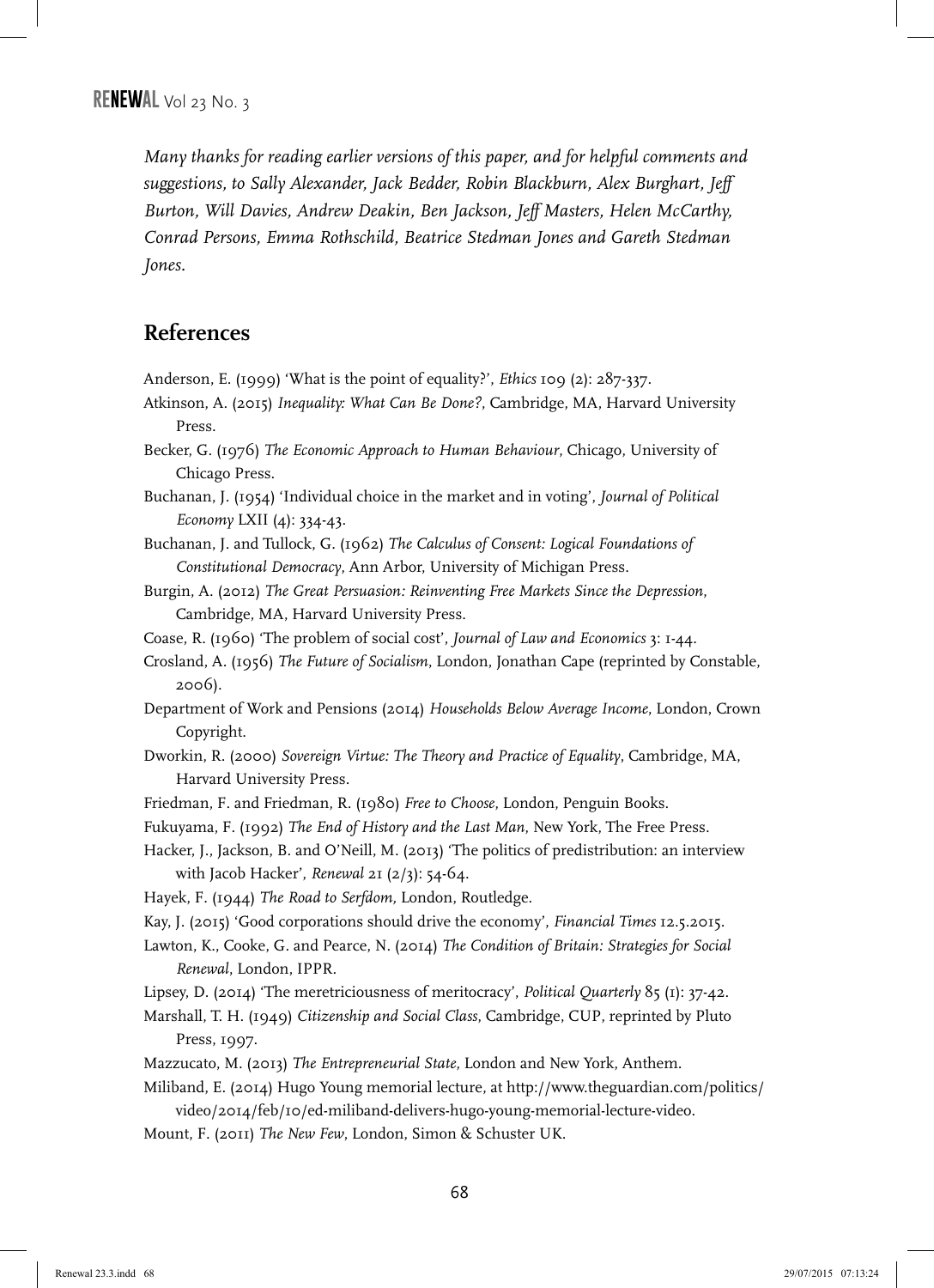*Many thanks for reading earlier versions of this paper, and for helpful comments and suggestions, to Sally Alexander, Jack Bedder, Robin Blackburn, Alex Burghart, Jeff Burton, Will Davies, Andrew Deakin, Ben Jackson, Jeff Masters, Helen McCarthy, Conrad Persons, Emma Rothschild, Beatrice Stedman Jones and Gareth Stedman Jones.*

## References

Anderson, E. (1999) 'What is the point of equality?', *Ethics* 109 (2): 287-337.

Atkinson, A. (2015) *Inequality: What Can Be Done?*, Cambridge, MA, Harvard University Press.

Becker, G. (1976) *The Economic Approach to Human Behaviour*, Chicago, University of Chicago Press.

Buchanan, J. (1954) 'Individual choice in the market and in voting', *Journal of Political Economy* LXII (4): 334-43.

Buchanan, J. and Tullock, G. (1962) *The Calculus of Consent: Logical Foundations of Constitutional Democracy*, Ann Arbor, University of Michigan Press.

Burgin, A. (2012) *The Great Persuasion: Reinventing Free Markets Since the Depression*, Cambridge, MA, Harvard University Press.

Coase, R. (1960) 'The problem of social cost', *Journal of Law and Economics* 3: 1-44.

Crosland, A. (1956) *The Future of Socialism*, London, Jonathan Cape (reprinted by Constable, 2006).

Department of Work and Pensions (2014) *Households Below Average Income*, London, Crown Copyright.

Dworkin, R. (2000) *Sovereign Virtue: The Theory and Practice of Equality*, Cambridge, MA, Harvard University Press.

Friedman, F. and Friedman, R. (1980) *Free to Choose*, London, Penguin Books.

Fukuyama, F. (1992) *The End of History and the Last Man*, New York, The Free Press.

Hacker, J., Jackson, B. and O'Neill, M. (2013) 'The politics of predistribution: an interview with Jacob Hacker', *Renewal* 21 (2/3): 54-64.

Hayek, F. (1944) *The Road to Serfdom*, London, Routledge.

Kay, J. (2015) 'Good corporations should drive the economy', *Financial Times* 12.5.2015.

Lawton, K., Cooke, G. and Pearce, N. (2014) *The Condition of Britain: Strategies for Social Renewal*, London, IPPR.

Lipsey, D. (2014) 'The meretriciousness of meritocracy', *Political Quarterly* 85 (1): 37-42.

Marshall, T. H. (1949) *Citizenship and Social Class*, Cambridge, CUP, reprinted by Pluto Press, 1997.

Mazzucato, M. (2013) *The Entrepreneurial State*, London and New York, Anthem.

Miliband, E. (2014) Hugo Young memorial lecture, at http://www.theguardian.com/politics/video/2014/feb/10/ed-miliband-delivers-hugo-young-memorial-lecture-video.

Mount, F. (2011) *The New Few*, London, Simon & Schuster UK.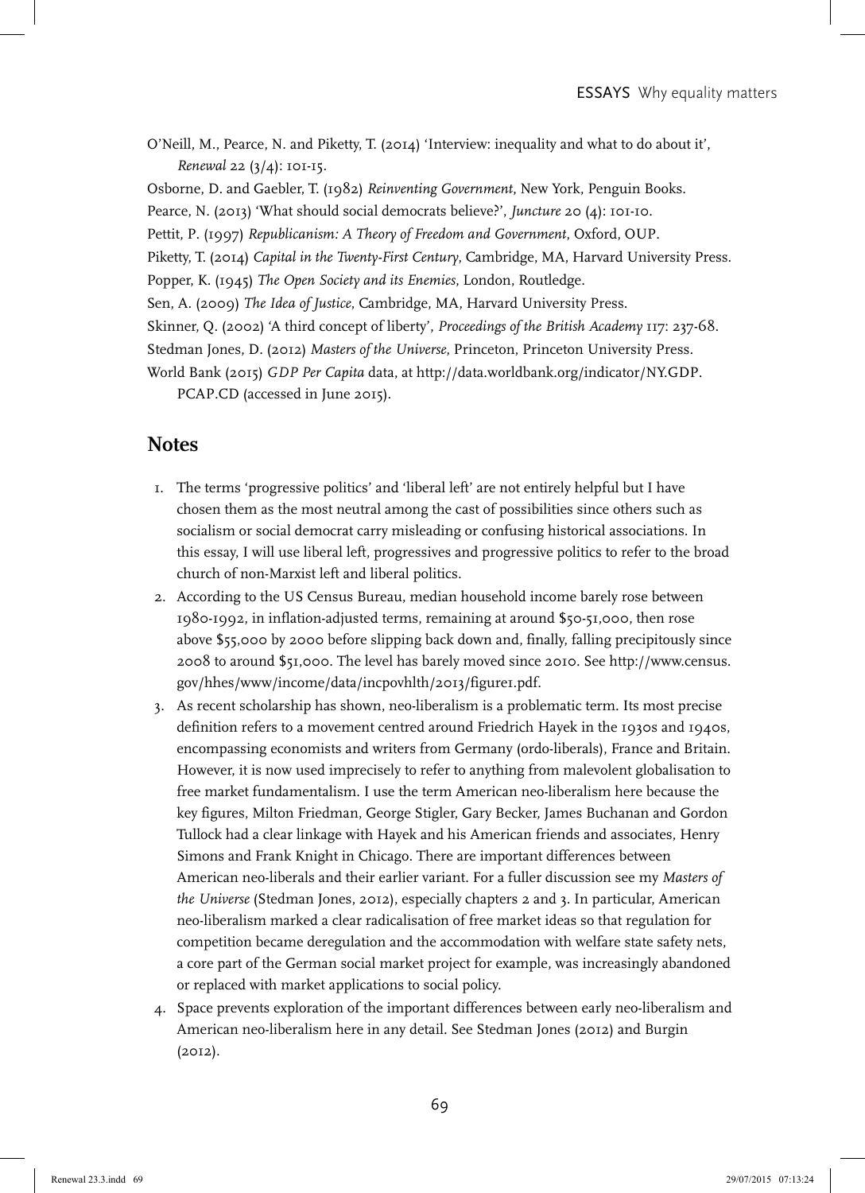O'Neill, M., Pearce, N. and Piketty, T. (2014) 'Interview: inequality and what to do about it', *Renewal* 22 (3/4): 101-15.

Osborne, D. and Gaebler, T. (1982) *Reinventing Government*, New York, Penguin Books.

Pearce, N. (2013) 'What should social democrats believe?', *Juncture* 20 (4): 101-10.

Pettit, P. (1997) *Republicanism: A Theory of Freedom and Government*, Oxford, OUP.

Piketty, T. (2014) *Capital in the Twenty-First Century*, Cambridge, MA, Harvard University Press.

Popper, K. (1945) *The Open Society and its Enemies*, London, Routledge.

Sen, A. (2009) *The Idea of Justice*, Cambridge, MA, Harvard University Press.

Skinner, Q. (2002) 'A third concept of liberty', *Proceedings of the British Academy* 117: 237-68.

Stedman Jones, D. (2012) *Masters of the Universe*, Princeton, Princeton University Press.

World Bank (2015) *GDP Per Capita* data, at http://data.worldbank.org/indicator/NY.GDP.PCAP.CD (accessed in June 2015).

## Notes

1. The terms 'progressive politics' and 'liberal left' are not entirely helpful but I have chosen them as the most neutral among the cast of possibilities since others such as socialism or social democrat carry misleading or confusing historical associations. In this essay, I will use liberal left, progressives and progressive politics to refer to the broad church of non-Marxist left and liberal politics.
2. According to the US Census Bureau, median household income barely rose between 1980-1992, in inflation-adjusted terms, remaining at around $50-51,000, then rose above $55,000 by 2000 before slipping back down and, finally, falling precipitously since 2008 to around $51,000. The level has barely moved since 2010. See http://www.census.gov/hhes/www/income/data/incpovhlth/2013/figure1.pdf.
3. As recent scholarship has shown, neo-liberalism is a problematic term. Its most precise definition refers to a movement centred around Friedrich Hayek in the 1930s and 1940s, encompassing economists and writers from Germany (ordo-liberals), France and Britain. However, it is now used imprecisely to refer to anything from malevolent globalisation to free market fundamentalism. I use the term American neo-liberalism here because the key figures, Milton Friedman, George Stigler, Gary Becker, James Buchanan and Gordon Tullock had a clear linkage with Hayek and his American friends and associates, Henry Simons and Frank Knight in Chicago. There are important differences between American neo-liberals and their earlier variant. For a fuller discussion see my *Masters of the Universe* (Stedman Jones, 2012), especially chapters 2 and 3. In particular, American neo-liberalism marked a clear radicalisation of free market ideas so that regulation for competition became deregulation and the accommodation with welfare state safety nets, a core part of the German social market project for example, was increasingly abandoned or replaced with market applications to social policy.
4. Space prevents exploration of the important differences between early neo-liberalism and American neo-liberalism here in any detail. See Stedman Jones (2012) and Burgin (2012).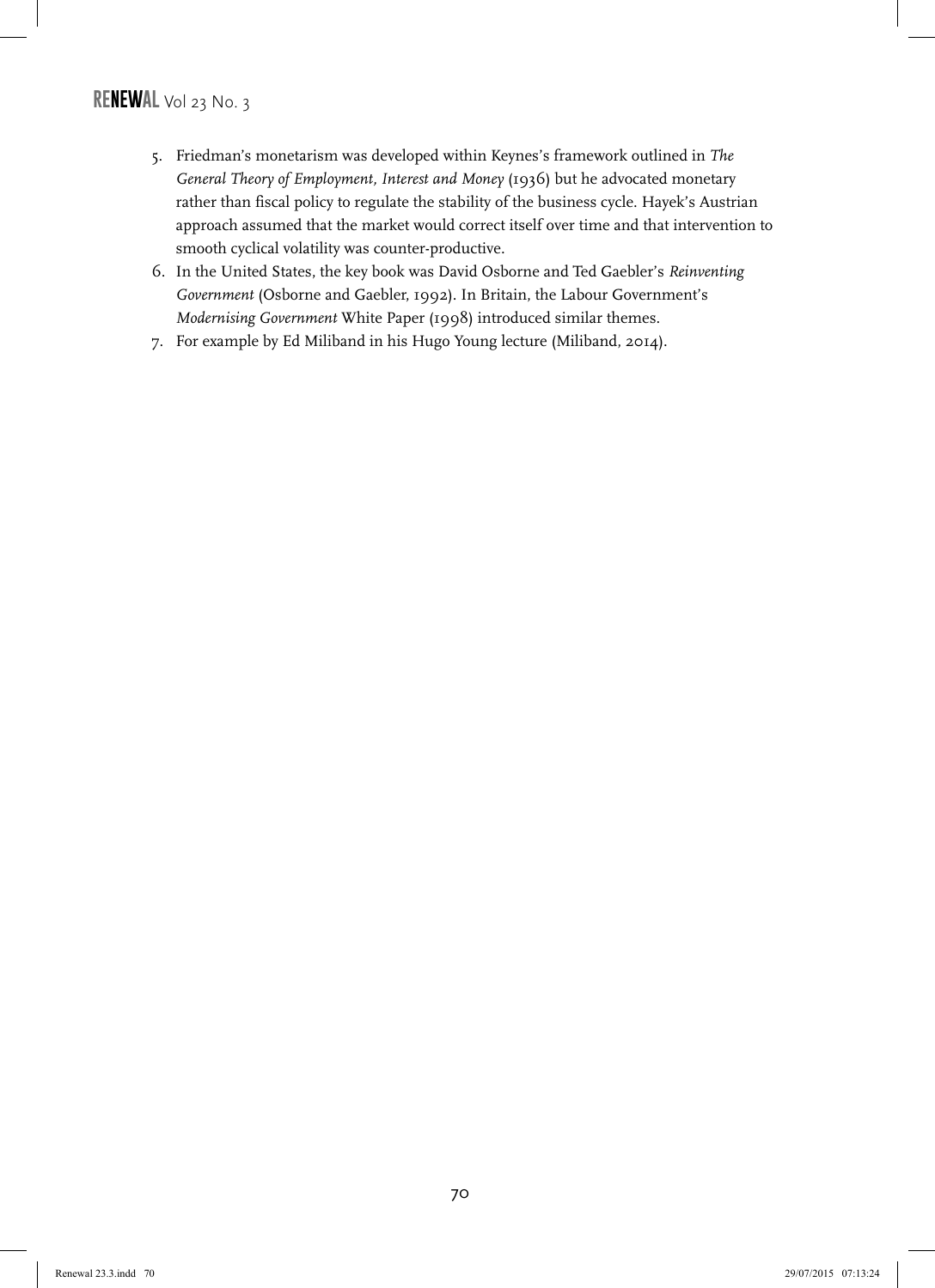5. Friedman's monetarism was developed within Keynes's framework outlined in *The General Theory of Employment, Interest and Money* (1936) but he advocated monetary rather than fiscal policy to regulate the stability of the business cycle. Hayek's Austrian approach assumed that the market would correct itself over time and that intervention to smooth cyclical volatility was counter-productive.
6. In the United States, the key book was David Osborne and Ted Gaebler's *Reinventing Government* (Osborne and Gaebler, 1992). In Britain, the Labour Government's *Modernising Government* White Paper (1998) introduced similar themes.
7. For example by Ed Miliband in his Hugo Young lecture (Miliband, 2014).